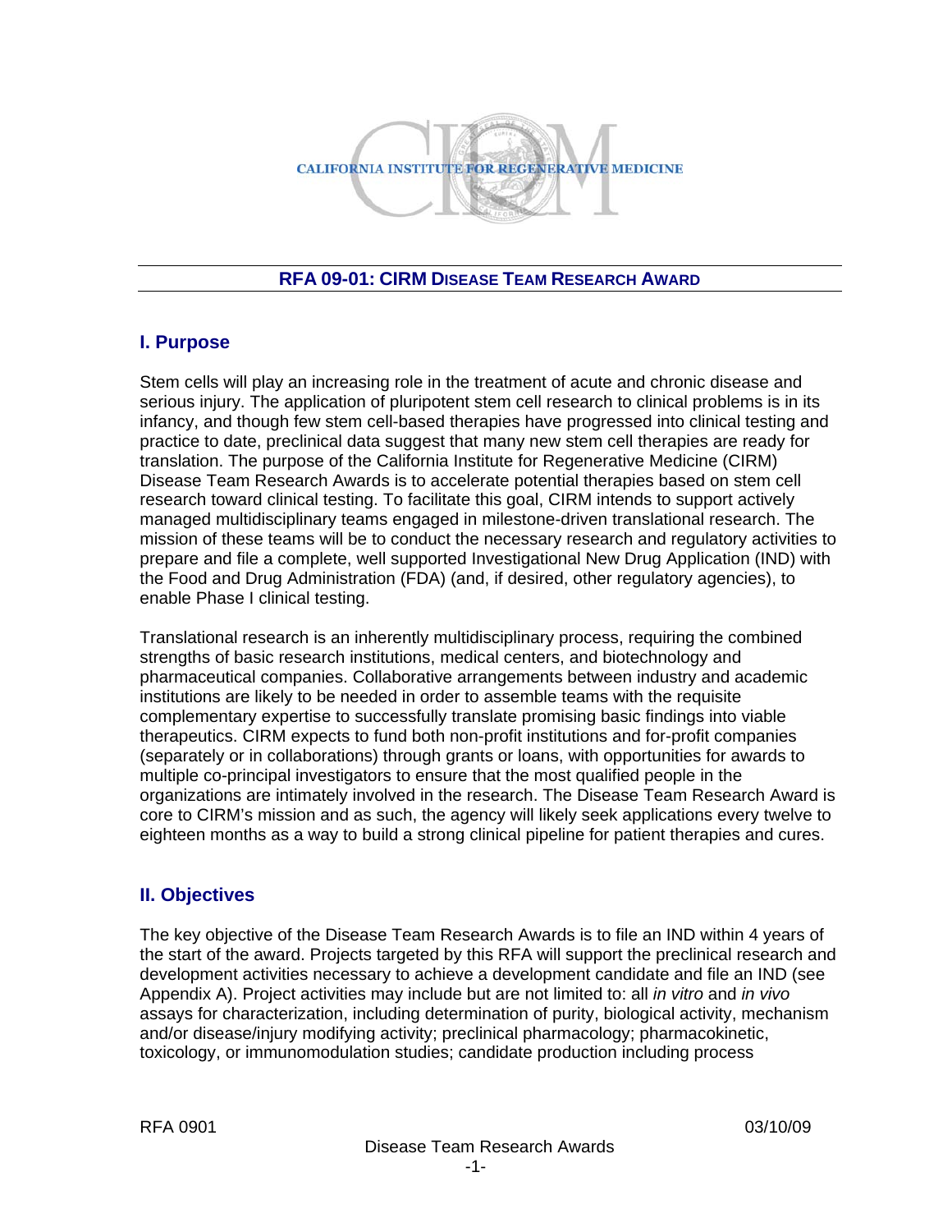CALIFORNIA INSTITUTE FOR REGENERATIVE MEDICINE

# RFA 09-01: CIRM DISEASE TEAM RESEARCH AWARD

## I. Purpose

Stem cells will play an increasing role in the treatment of acute and chronic disease and serious injury. The application of pluripotent stem cell research to clinical problems is in its infancy, and though few stem cell-based therapies have progressed into clinical testing and practice to date, preclinical data suggest that many new stem cell therapies are ready for translation. The purpose of the California Institute for Regenerative Medicine (CIRM) Disease Team Research Awards is to accelerate potential therapies based on stem cell research toward clinical testing. To facilitate this goal, CIRM intends to support actively managed multidisciplinary teams engaged in milestone-driven translational research. The mission of these teams will be to conduct the necessary research and regulatory activities to prepare and file a complete, well supported Investigational New Drug Application (IND) with the Food and Drug Administration (FDA) (and, if desired, other regulatory agencies), to enable Phase I clinical testing.

Translational research is an inherently multidisciplinary process, requiring the combined strengths of basic research institutions, medical centers, and biotechnology and pharmaceutical companies. Collaborative arrangements between industry and academic institutions are likely to be needed in order to assemble teams with the requisite complementary expertise to successfully translate promising basic findings into viable therapeutics. CIRM expects to fund both non-profit institutions and for-profit companies (separately or in collaborations) through grants or loans, with opportunities for awards to multiple co-principal investigators to ensure that the most qualified people in the organizations are intimately involved in the research. The Disease Team Research Award is core to CIRM's mission and as such, the agency will likely seek applications every twelve to eighteen months as a way to build a strong clinical pipeline for patient therapies and cures.

## II. Objectives

The key objective of the Disease Team Research Awards is to file an IND within 4 years of the start of the award. Projects targeted by this RFA will support the preclinical research and development activities necessary to achieve a development candidate and file an IND (see Appendix A). Project activities may include but are not limited to: all *in vitro* and *in vivo* assays for characterization, including determination of purity, biological activity, mechanism and/or disease/injury modifying activity; preclinical pharmacology; pharmacokinetic, toxicology, or immunomodulation studies; candidate production including process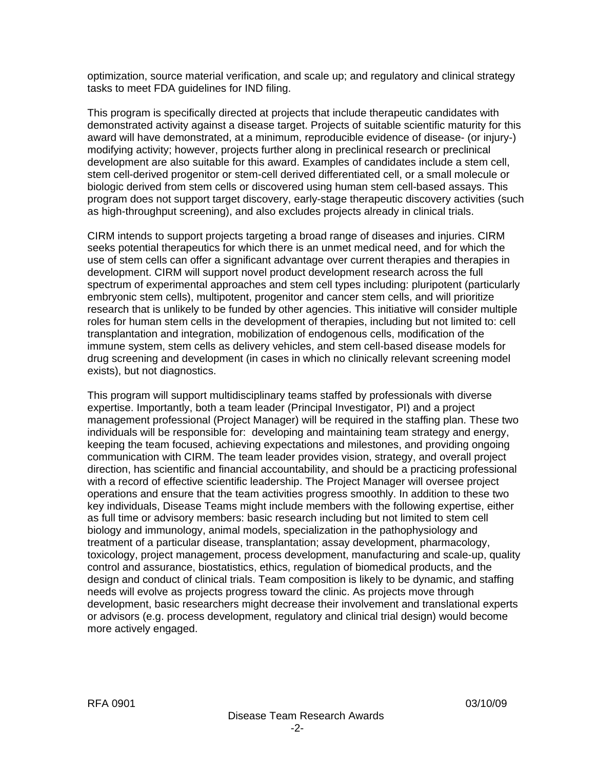optimization, source material verification, and scale up; and regulatory and clinical strategy tasks to meet FDA guidelines for IND filing.

This program is specifically directed at projects that include therapeutic candidates with demonstrated activity against a disease target. Projects of suitable scientific maturity for this award will have demonstrated, at a minimum, reproducible evidence of disease- (or injury-) modifying activity; however, projects further along in preclinical research or preclinical development are also suitable for this award. Examples of candidates include a stem cell, stem cell-derived progenitor or stem-cell derived differentiated cell, or a small molecule or biologic derived from stem cells or discovered using human stem cell-based assays. This program does not support target discovery, early-stage therapeutic discovery activities (such as high-throughput screening), and also excludes projects already in clinical trials.

CIRM intends to support projects targeting a broad range of diseases and injuries. CIRM seeks potential therapeutics for which there is an unmet medical need, and for which the use of stem cells can offer a significant advantage over current therapies and therapies in development. CIRM will support novel product development research across the full spectrum of experimental approaches and stem cell types including: pluripotent (particularly embryonic stem cells), multipotent, progenitor and cancer stem cells, and will prioritize research that is unlikely to be funded by other agencies. This initiative will consider multiple roles for human stem cells in the development of therapies, including but not limited to: cell transplantation and integration, mobilization of endogenous cells, modification of the immune system, stem cells as delivery vehicles, and stem cell-based disease models for drug screening and development (in cases in which no clinically relevant screening model exists), but not diagnostics.

This program will support multidisciplinary teams staffed by professionals with diverse expertise. Importantly, both a team leader (Principal Investigator, PI) and a project management professional (Project Manager) will be required in the staffing plan. These two individuals will be responsible for: developing and maintaining team strategy and energy, keeping the team focused, achieving expectations and milestones, and providing ongoing communication with CIRM. The team leader provides vision, strategy, and overall project direction, has scientific and financial accountability, and should be a practicing professional with a record of effective scientific leadership. The Project Manager will oversee project operations and ensure that the team activities progress smoothly. In addition to these two key individuals, Disease Teams might include members with the following expertise, either as full time or advisory members: basic research including but not limited to stem cell biology and immunology, animal models, specialization in the pathophysiology and treatment of a particular disease, transplantation; assay development, pharmacology, toxicology, project management, process development, manufacturing and scale-up, quality control and assurance, biostatistics, ethics, regulation of biomedical products, and the design and conduct of clinical trials. Team composition is likely to be dynamic, and staffing needs will evolve as projects progress toward the clinic. As projects move through development, basic researchers might decrease their involvement and translational experts or advisors (e.g. process development, regulatory and clinical trial design) would become more actively engaged.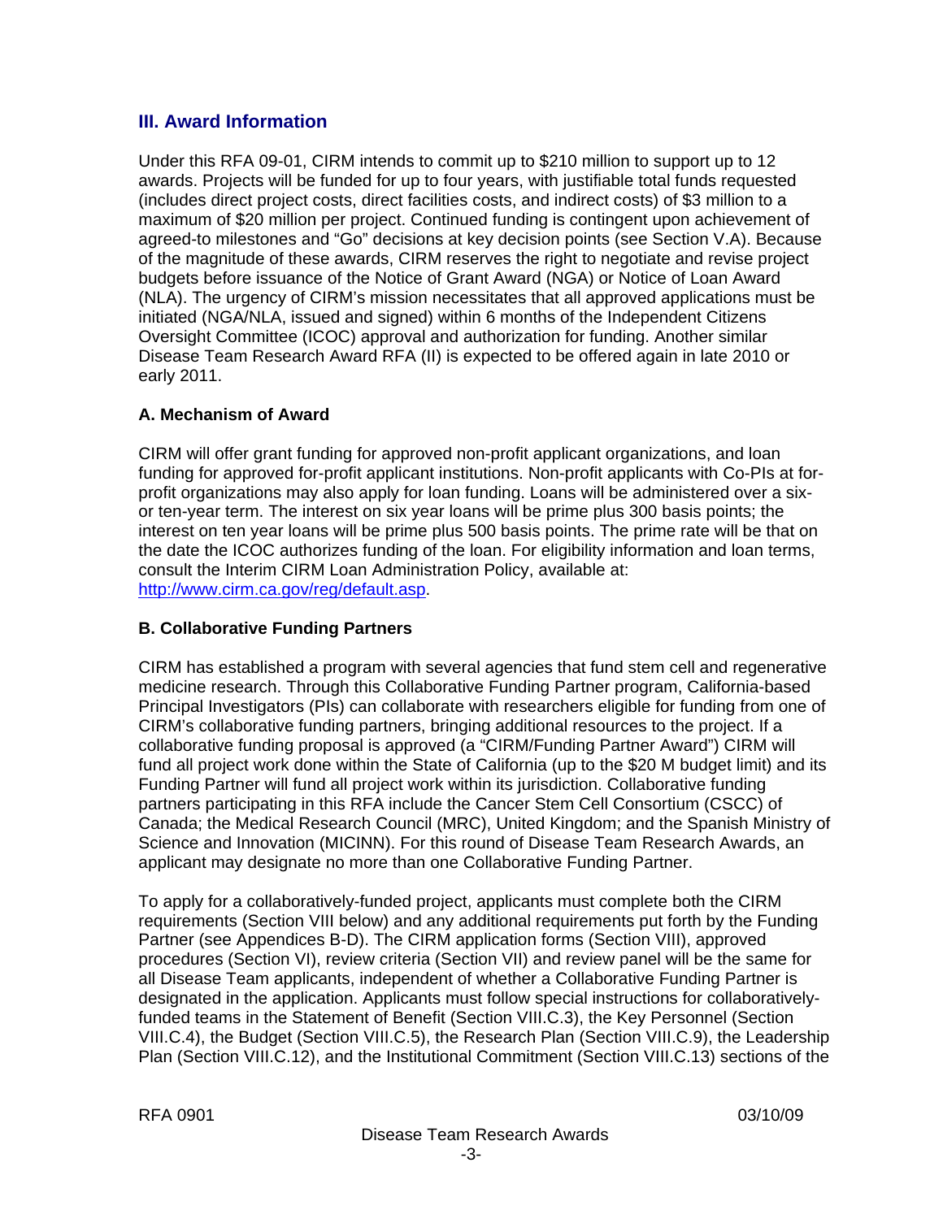## III. Award Information

Under this RFA 09-01, CIRM intends to commit up to $210 million to support up to 12 awards. Projects will be funded for up to four years, with justifiable total funds requested (includes direct project costs, direct facilities costs, and indirect costs) of $3 million to a maximum of $20 million per project. Continued funding is contingent upon achievement of agreed-to milestones and "Go" decisions at key decision points (see Section V.A). Because of the magnitude of these awards, CIRM reserves the right to negotiate and revise project budgets before issuance of the Notice of Grant Award (NGA) or Notice of Loan Award (NLA). The urgency of CIRM's mission necessitates that all approved applications must be initiated (NGA/NLA, issued and signed) within 6 months of the Independent Citizens Oversight Committee (ICOC) approval and authorization for funding. Another similar Disease Team Research Award RFA (II) is expected to be offered again in late 2010 or early 2011.

### A. Mechanism of Award

CIRM will offer grant funding for approved non-profit applicant organizations, and loan funding for approved for-profit applicant institutions. Non-profit applicants with Co-PIs at for-profit organizations may also apply for loan funding. Loans will be administered over a six- or ten-year term. The interest on six year loans will be prime plus 300 basis points; the interest on ten year loans will be prime plus 500 basis points. The prime rate will be that on the date the ICOC authorizes funding of the loan. For eligibility information and loan terms, consult the Interim CIRM Loan Administration Policy, available at: [http://www.cirm.ca.gov/reg/default.asp](http://www.cirm.ca.gov/reg/default.asp).

### B. Collaborative Funding Partners

CIRM has established a program with several agencies that fund stem cell and regenerative medicine research. Through this Collaborative Funding Partner program, California-based Principal Investigators (PIs) can collaborate with researchers eligible for funding from one of CIRM's collaborative funding partners, bringing additional resources to the project. If a collaborative funding proposal is approved (a "CIRM/Funding Partner Award") CIRM will fund all project work done within the State of California (up to the $20 M budget limit) and its Funding Partner will fund all project work within its jurisdiction. Collaborative funding partners participating in this RFA include the Cancer Stem Cell Consortium (CSCC) of Canada; the Medical Research Council (MRC), United Kingdom; and the Spanish Ministry of Science and Innovation (MICINN). For this round of Disease Team Research Awards, an applicant may designate no more than one Collaborative Funding Partner.

To apply for a collaboratively-funded project, applicants must complete both the CIRM requirements (Section VIII below) and any additional requirements put forth by the Funding Partner (see Appendices B-D). The CIRM application forms (Section VIII), approved procedures (Section VI), review criteria (Section VII) and review panel will be the same for all Disease Team applicants, independent of whether a Collaborative Funding Partner is designated in the application. Applicants must follow special instructions for collaboratively-funded teams in the Statement of Benefit (Section VIII.C.3), the Key Personnel (Section VIII.C.4), the Budget (Section VIII.C.5), the Research Plan (Section VIII.C.9), the Leadership Plan (Section VIII.C.12), and the Institutional Commitment (Section VIII.C.13) sections of the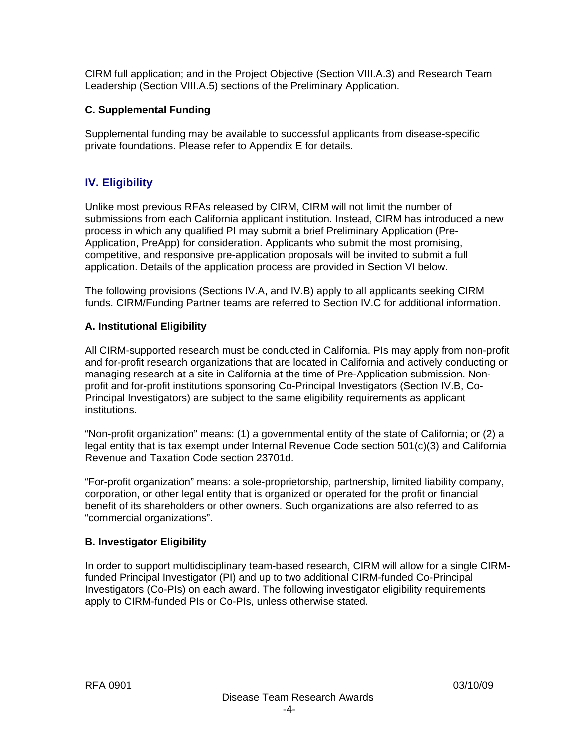CIRM full application; and in the Project Objective (Section VIII.A.3) and Research Team Leadership (Section VIII.A.5) sections of the Preliminary Application.

### C. Supplemental Funding

Supplemental funding may be available to successful applicants from disease-specific private foundations. Please refer to Appendix E for details.

## IV. Eligibility

Unlike most previous RFAs released by CIRM, CIRM will not limit the number of submissions from each California applicant institution. Instead, CIRM has introduced a new process in which any qualified PI may submit a brief Preliminary Application (Pre-Application, PreApp) for consideration. Applicants who submit the most promising, competitive, and responsive pre-application proposals will be invited to submit a full application. Details of the application process are provided in Section VI below.

The following provisions (Sections IV.A, and IV.B) apply to all applicants seeking CIRM funds. CIRM/Funding Partner teams are referred to Section IV.C for additional information.

### A. Institutional Eligibility

All CIRM-supported research must be conducted in California. PIs may apply from non-profit and for-profit research organizations that are located in California and actively conducting or managing research at a site in California at the time of Pre-Application submission. Non-profit and for-profit institutions sponsoring Co-Principal Investigators (Section IV.B, Co-Principal Investigators) are subject to the same eligibility requirements as applicant institutions.

"Non-profit organization" means: (1) a governmental entity of the state of California; or (2) a legal entity that is tax exempt under Internal Revenue Code section 501(c)(3) and California Revenue and Taxation Code section 23701d.

"For-profit organization" means: a sole-proprietorship, partnership, limited liability company, corporation, or other legal entity that is organized or operated for the profit or financial benefit of its shareholders or other owners. Such organizations are also referred to as "commercial organizations".

### B. Investigator Eligibility

In order to support multidisciplinary team-based research, CIRM will allow for a single CIRM-funded Principal Investigator (PI) and up to two additional CIRM-funded Co-Principal Investigators (Co-PIs) on each award. The following investigator eligibility requirements apply to CIRM-funded PIs or Co-PIs, unless otherwise stated.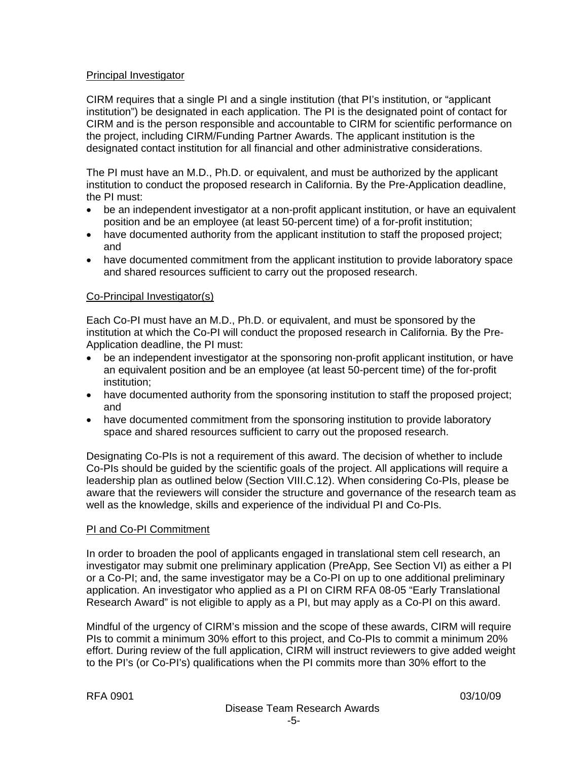## Principal Investigator

CIRM requires that a single PI and a single institution (that PI's institution, or "applicant institution") be designated in each application. The PI is the designated point of contact for CIRM and is the person responsible and accountable to CIRM for scientific performance on the project, including CIRM/Funding Partner Awards. The applicant institution is the designated contact institution for all financial and other administrative considerations.

The PI must have an M.D., Ph.D. or equivalent, and must be authorized by the applicant institution to conduct the proposed research in California. By the Pre-Application deadline, the PI must:

- be an independent investigator at a non-profit applicant institution, or have an equivalent position and be an employee (at least 50-percent time) of a for-profit institution;
- have documented authority from the applicant institution to staff the proposed project; and
- have documented commitment from the applicant institution to provide laboratory space and shared resources sufficient to carry out the proposed research.

## Co-Principal Investigator(s)

Each Co-PI must have an M.D., Ph.D. or equivalent, and must be sponsored by the institution at which the Co-PI will conduct the proposed research in California. By the Pre-Application deadline, the PI must:

- be an independent investigator at the sponsoring non-profit applicant institution, or have an equivalent position and be an employee (at least 50-percent time) of the for-profit institution;
- have documented authority from the sponsoring institution to staff the proposed project; and
- have documented commitment from the sponsoring institution to provide laboratory space and shared resources sufficient to carry out the proposed research.

Designating Co-PIs is not a requirement of this award. The decision of whether to include Co-PIs should be guided by the scientific goals of the project. All applications will require a leadership plan as outlined below (Section VIII.C.12). When considering Co-PIs, please be aware that the reviewers will consider the structure and governance of the research team as well as the knowledge, skills and experience of the individual PI and Co-PIs.

## PI and Co-PI Commitment

In order to broaden the pool of applicants engaged in translational stem cell research, an investigator may submit one preliminary application (PreApp, See Section VI) as either a PI or a Co-PI; and, the same investigator may be a Co-PI on up to one additional preliminary application. An investigator who applied as a PI on CIRM RFA 08-05 "Early Translational Research Award" is not eligible to apply as a PI, but may apply as a Co-PI on this award.

Mindful of the urgency of CIRM's mission and the scope of these awards, CIRM will require PIs to commit a minimum 30% effort to this project, and Co-PIs to commit a minimum 20% effort. During review of the full application, CIRM will instruct reviewers to give added weight to the PI's (or Co-PI's) qualifications when the PI commits more than 30% effort to the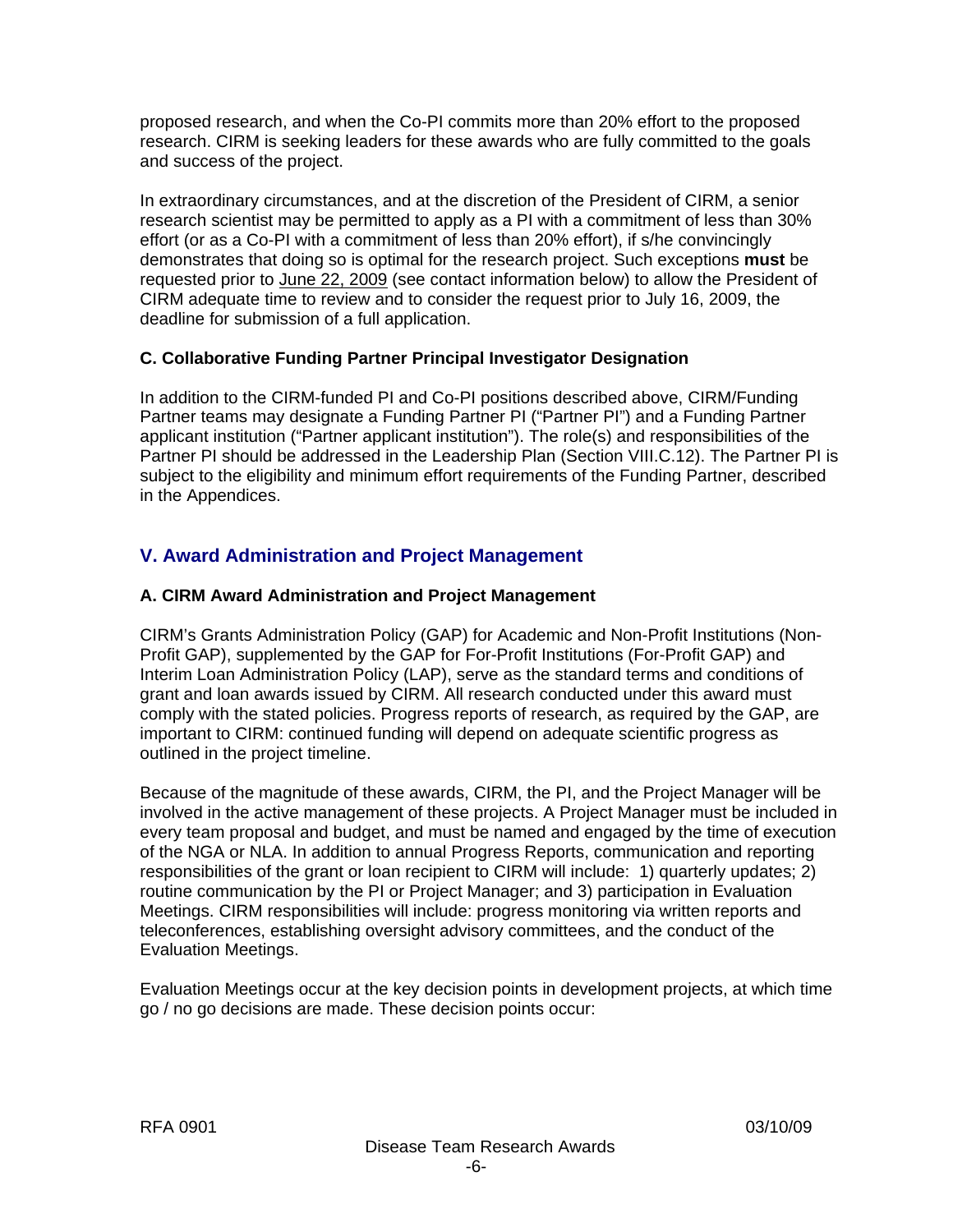proposed research, and when the Co-PI commits more than 20% effort to the proposed research. CIRM is seeking leaders for these awards who are fully committed to the goals and success of the project.

In extraordinary circumstances, and at the discretion of the President of CIRM, a senior research scientist may be permitted to apply as a PI with a commitment of less than 30% effort (or as a Co-PI with a commitment of less than 20% effort), if s/he convincingly demonstrates that doing so is optimal for the research project. Such exceptions **must** be requested prior to June 22, 2009 (see contact information below) to allow the President of CIRM adequate time to review and to consider the request prior to July 16, 2009, the deadline for submission of a full application.

### C. Collaborative Funding Partner Principal Investigator Designation

In addition to the CIRM-funded PI and Co-PI positions described above, CIRM/Funding Partner teams may designate a Funding Partner PI ("Partner PI") and a Funding Partner applicant institution ("Partner applicant institution"). The role(s) and responsibilities of the Partner PI should be addressed in the Leadership Plan (Section VIII.C.12). The Partner PI is subject to the eligibility and minimum effort requirements of the Funding Partner, described in the Appendices.

## V. Award Administration and Project Management

### A. CIRM Award Administration and Project Management

CIRM's Grants Administration Policy (GAP) for Academic and Non-Profit Institutions (Non-Profit GAP), supplemented by the GAP for For-Profit Institutions (For-Profit GAP) and Interim Loan Administration Policy (LAP), serve as the standard terms and conditions of grant and loan awards issued by CIRM. All research conducted under this award must comply with the stated policies. Progress reports of research, as required by the GAP, are important to CIRM: continued funding will depend on adequate scientific progress as outlined in the project timeline.

Because of the magnitude of these awards, CIRM, the PI, and the Project Manager will be involved in the active management of these projects. A Project Manager must be included in every team proposal and budget, and must be named and engaged by the time of execution of the NGA or NLA. In addition to annual Progress Reports, communication and reporting responsibilities of the grant or loan recipient to CIRM will include: 1) quarterly updates; 2) routine communication by the PI or Project Manager; and 3) participation in Evaluation Meetings. CIRM responsibilities will include: progress monitoring via written reports and teleconferences, establishing oversight advisory committees, and the conduct of the Evaluation Meetings.

Evaluation Meetings occur at the key decision points in development projects, at which time go / no go decisions are made. These decision points occur: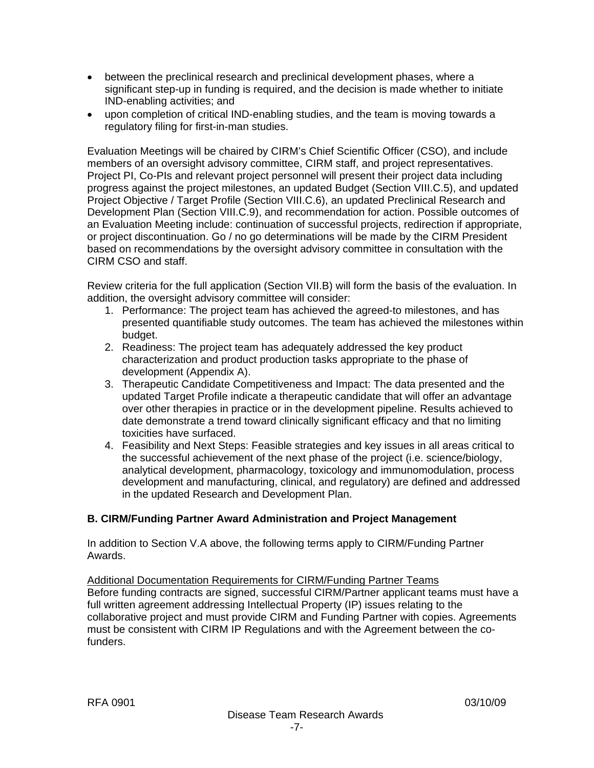- between the preclinical research and preclinical development phases, where a significant step-up in funding is required, and the decision is made whether to initiate IND-enabling activities; and
- upon completion of critical IND-enabling studies, and the team is moving towards a regulatory filing for first-in-man studies.

Evaluation Meetings will be chaired by CIRM's Chief Scientific Officer (CSO), and include members of an oversight advisory committee, CIRM staff, and project representatives. Project PI, Co-PIs and relevant project personnel will present their project data including progress against the project milestones, an updated Budget (Section VIII.C.5), and updated Project Objective / Target Profile (Section VIII.C.6), an updated Preclinical Research and Development Plan (Section VIII.C.9), and recommendation for action. Possible outcomes of an Evaluation Meeting include: continuation of successful projects, redirection if appropriate, or project discontinuation. Go / no go determinations will be made by the CIRM President based on recommendations by the oversight advisory committee in consultation with the CIRM CSO and staff.

Review criteria for the full application (Section VII.B) will form the basis of the evaluation. In addition, the oversight advisory committee will consider:

1. Performance: The project team has achieved the agreed-to milestones, and has presented quantifiable study outcomes. The team has achieved the milestones within budget.
2. Readiness: The project team has adequately addressed the key product characterization and product production tasks appropriate to the phase of development (Appendix A).
3. Therapeutic Candidate Competitiveness and Impact: The data presented and the updated Target Profile indicate a therapeutic candidate that will offer an advantage over other therapies in practice or in the development pipeline. Results achieved to date demonstrate a trend toward clinically significant efficacy and that no limiting toxicities have surfaced.
4. Feasibility and Next Steps: Feasible strategies and key issues in all areas critical to the successful achievement of the next phase of the project (i.e. science/biology, analytical development, pharmacology, toxicology and immunomodulation, process development and manufacturing, clinical, and regulatory) are defined and addressed in the updated Research and Development Plan.

### B. CIRM/Funding Partner Award Administration and Project Management

In addition to Section V.A above, the following terms apply to CIRM/Funding Partner Awards.

<u>Additional Documentation Requirements for CIRM/Funding Partner Teams</u>
Before funding contracts are signed, successful CIRM/Partner applicant teams must have a full written agreement addressing Intellectual Property (IP) issues relating to the collaborative project and must provide CIRM and Funding Partner with copies. Agreements must be consistent with CIRM IP Regulations and with the Agreement between the co-funders.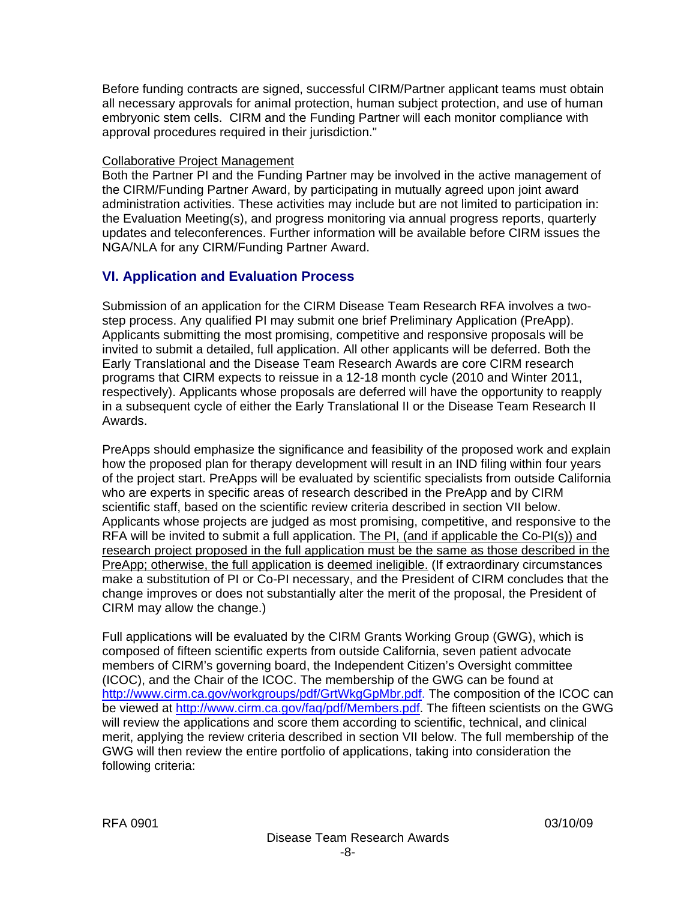Before funding contracts are signed, successful CIRM/Partner applicant teams must obtain all necessary approvals for animal protection, human subject protection, and use of human embryonic stem cells. CIRM and the Funding Partner will each monitor compliance with approval procedures required in their jurisdiction."

Collaborative Project Management

Both the Partner PI and the Funding Partner may be involved in the active management of the CIRM/Funding Partner Award, by participating in mutually agreed upon joint award administration activities. These activities may include but are not limited to participation in: the Evaluation Meeting(s), and progress monitoring via annual progress reports, quarterly updates and teleconferences. Further information will be available before CIRM issues the NGA/NLA for any CIRM/Funding Partner Award.

## VI. Application and Evaluation Process

Submission of an application for the CIRM Disease Team Research RFA involves a two-step process. Any qualified PI may submit one brief Preliminary Application (PreApp). Applicants submitting the most promising, competitive and responsive proposals will be invited to submit a detailed, full application. All other applicants will be deferred. Both the Early Translational and the Disease Team Research Awards are core CIRM research programs that CIRM expects to reissue in a 12-18 month cycle (2010 and Winter 2011, respectively). Applicants whose proposals are deferred will have the opportunity to reapply in a subsequent cycle of either the Early Translational II or the Disease Team Research II Awards.

PreApps should emphasize the significance and feasibility of the proposed work and explain how the proposed plan for therapy development will result in an IND filing within four years of the project start. PreApps will be evaluated by scientific specialists from outside California who are experts in specific areas of research described in the PreApp and by CIRM scientific staff, based on the scientific review criteria described in section VII below. Applicants whose projects are judged as most promising, competitive, and responsive to the RFA will be invited to submit a full application. The PI, (and if applicable the Co-PI(s)) and research project proposed in the full application must be the same as those described in the PreApp; otherwise, the full application is deemed ineligible. (If extraordinary circumstances make a substitution of PI or Co-PI necessary, and the President of CIRM concludes that the change improves or does not substantially alter the merit of the proposal, the President of CIRM may allow the change.)

Full applications will be evaluated by the CIRM Grants Working Group (GWG), which is composed of fifteen scientific experts from outside California, seven patient advocate members of CIRM's governing board, the Independent Citizen's Oversight committee (ICOC), and the Chair of the ICOC. The membership of the GWG can be found at http://www.cirm.ca.gov/workgroups/pdf/GrtWkgGpMbr.pdf. The composition of the ICOC can be viewed at http://www.cirm.ca.gov/faq/pdf/Members.pdf. The fifteen scientists on the GWG will review the applications and score them according to scientific, technical, and clinical merit, applying the review criteria described in section VII below. The full membership of the GWG will then review the entire portfolio of applications, taking into consideration the following criteria: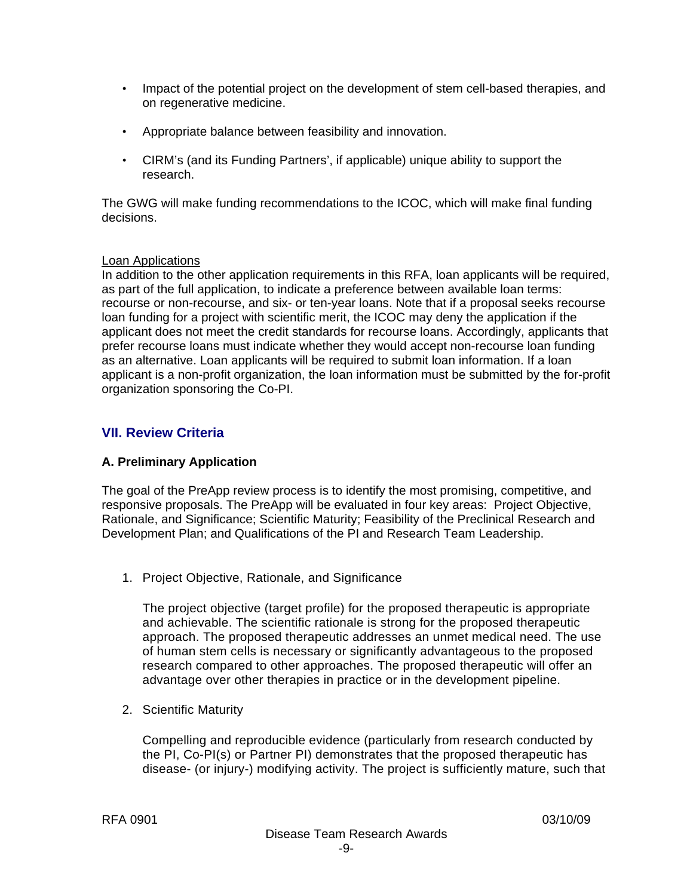- Impact of the potential project on the development of stem cell-based therapies, and on regenerative medicine.
- Appropriate balance between feasibility and innovation.
- CIRM's (and its Funding Partners', if applicable) unique ability to support the research.

The GWG will make funding recommendations to the ICOC, which will make final funding decisions.

Loan Applications

In addition to the other application requirements in this RFA, loan applicants will be required, as part of the full application, to indicate a preference between available loan terms: recourse or non-recourse, and six- or ten-year loans. Note that if a proposal seeks recourse loan funding for a project with scientific merit, the ICOC may deny the application if the applicant does not meet the credit standards for recourse loans. Accordingly, applicants that prefer recourse loans must indicate whether they would accept non-recourse loan funding as an alternative. Loan applicants will be required to submit loan information. If a loan applicant is a non-profit organization, the loan information must be submitted by the for-profit organization sponsoring the Co-PI.

## VII. Review Criteria

### A. Preliminary Application

The goal of the PreApp review process is to identify the most promising, competitive, and responsive proposals. The PreApp will be evaluated in four key areas: Project Objective, Rationale, and Significance; Scientific Maturity; Feasibility of the Preclinical Research and Development Plan; and Qualifications of the PI and Research Team Leadership.

1. Project Objective, Rationale, and Significance

   The project objective (target profile) for the proposed therapeutic is appropriate and achievable. The scientific rationale is strong for the proposed therapeutic approach. The proposed therapeutic addresses an unmet medical need. The use of human stem cells is necessary or significantly advantageous to the proposed research compared to other approaches. The proposed therapeutic will offer an advantage over other therapies in practice or in the development pipeline.

2. Scientific Maturity

   Compelling and reproducible evidence (particularly from research conducted by the PI, Co-PI(s) or Partner PI) demonstrates that the proposed therapeutic has disease- (or injury-) modifying activity. The project is sufficiently mature, such that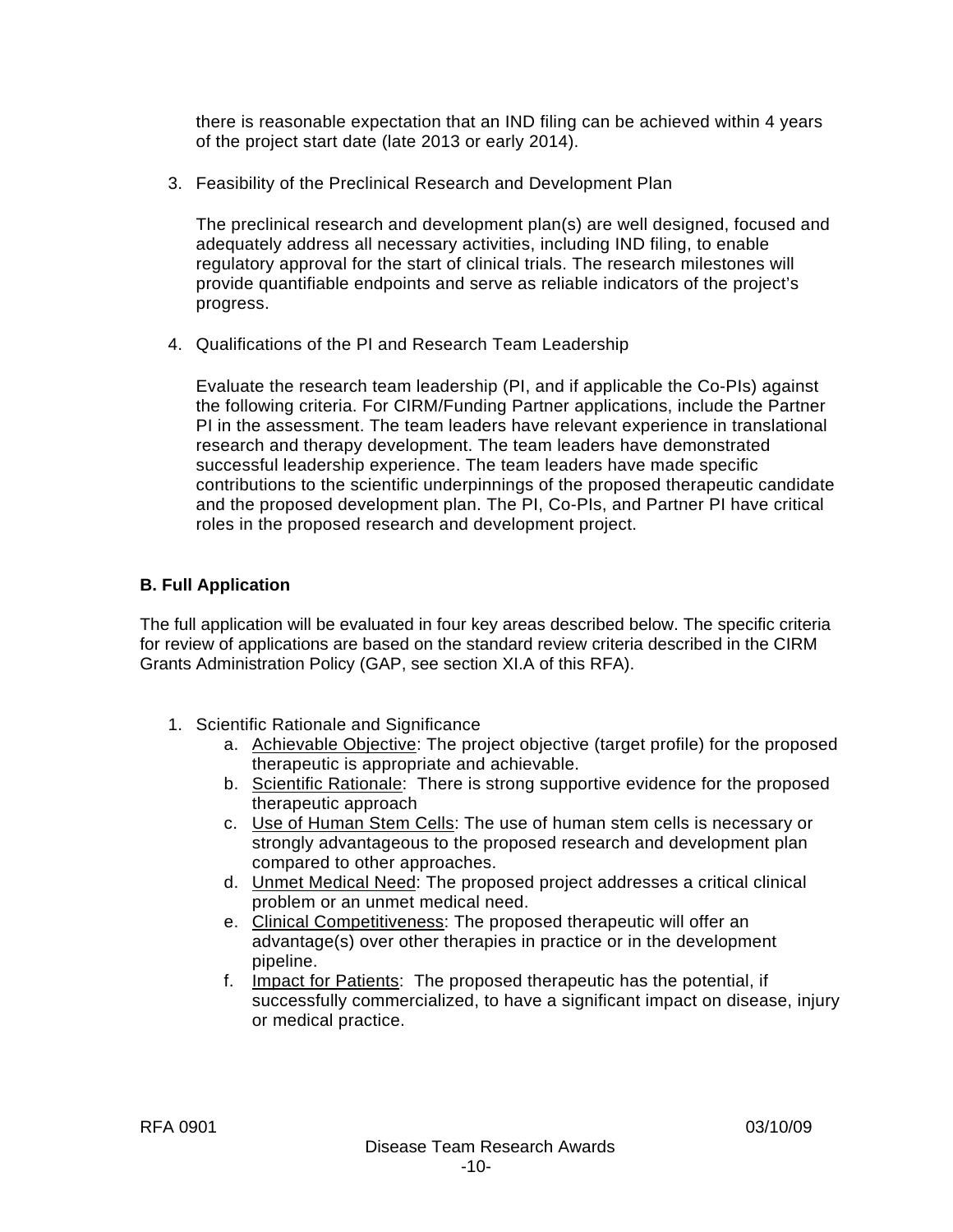there is reasonable expectation that an IND filing can be achieved within 4 years of the project start date (late 2013 or early 2014).

3. Feasibility of the Preclinical Research and Development Plan

   The preclinical research and development plan(s) are well designed, focused and adequately address all necessary activities, including IND filing, to enable regulatory approval for the start of clinical trials. The research milestones will provide quantifiable endpoints and serve as reliable indicators of the project's progress.

4. Qualifications of the PI and Research Team Leadership

   Evaluate the research team leadership (PI, and if applicable the Co-PIs) against the following criteria. For CIRM/Funding Partner applications, include the Partner PI in the assessment. The team leaders have relevant experience in translational research and therapy development. The team leaders have demonstrated successful leadership experience. The team leaders have made specific contributions to the scientific underpinnings of the proposed therapeutic candidate and the proposed development plan. The PI, Co-PIs, and Partner PI have critical roles in the proposed research and development project.

### B. Full Application

The full application will be evaluated in four key areas described below. The specific criteria for review of applications are based on the standard review criteria described in the CIRM Grants Administration Policy (GAP, see section XI.A of this RFA).

1. Scientific Rationale and Significance
   a. Achievable Objective: The project objective (target profile) for the proposed therapeutic is appropriate and achievable.
   b. Scientific Rationale: There is strong supportive evidence for the proposed therapeutic approach
   c. Use of Human Stem Cells: The use of human stem cells is necessary or strongly advantageous to the proposed research and development plan compared to other approaches.
   d. Unmet Medical Need: The proposed project addresses a critical clinical problem or an unmet medical need.
   e. Clinical Competitiveness: The proposed therapeutic will offer an advantage(s) over other therapies in practice or in the development pipeline.
   f. Impact for Patients: The proposed therapeutic has the potential, if successfully commercialized, to have a significant impact on disease, injury or medical practice.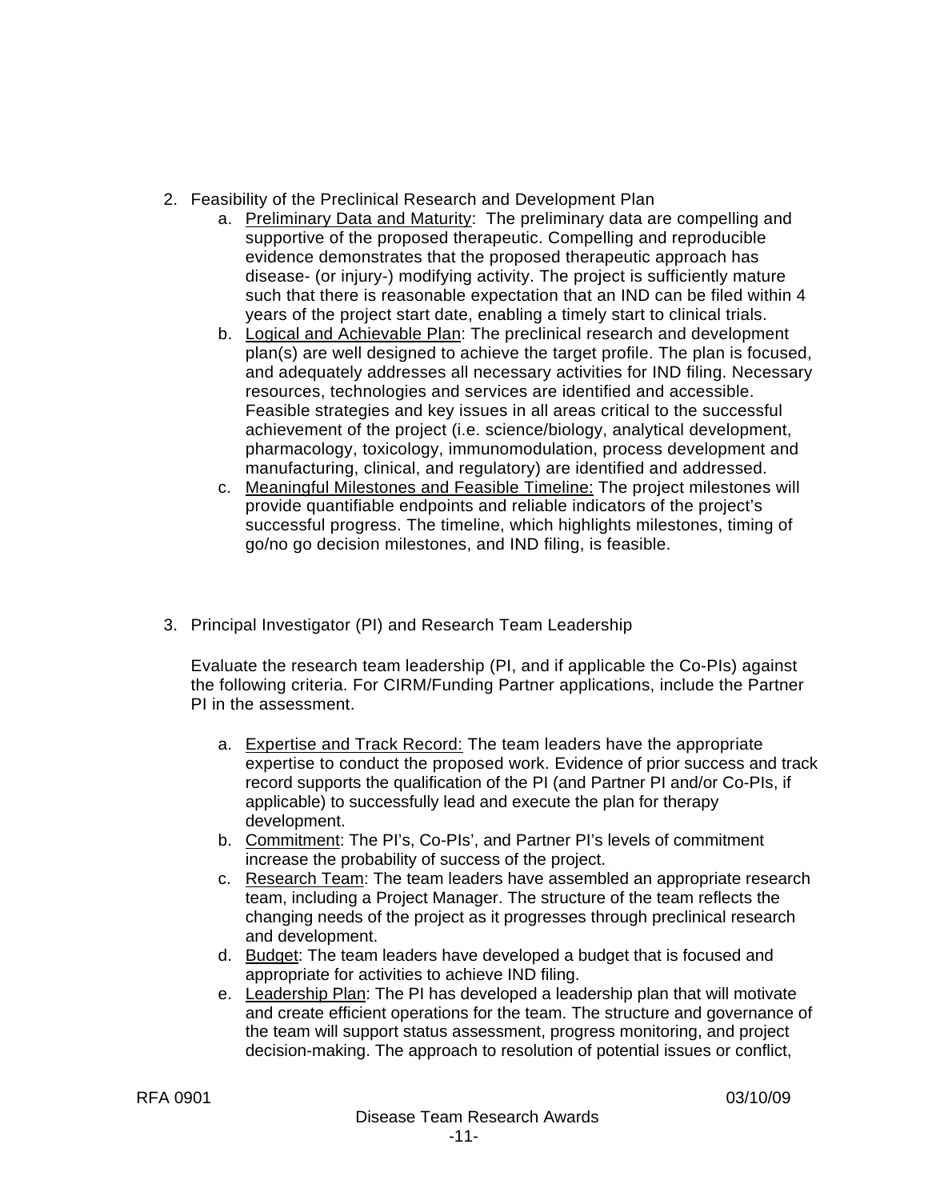2. Feasibility of the Preclinical Research and Development Plan
    a. Preliminary Data and Maturity: The preliminary data are compelling and supportive of the proposed therapeutic. Compelling and reproducible evidence demonstrates that the proposed therapeutic approach has disease- (or injury-) modifying activity. The project is sufficiently mature such that there is reasonable expectation that an IND can be filed within 4 years of the project start date, enabling a timely start to clinical trials.
    b. Logical and Achievable Plan: The preclinical research and development plan(s) are well designed to achieve the target profile. The plan is focused, and adequately addresses all necessary activities for IND filing. Necessary resources, technologies and services are identified and accessible. Feasible strategies and key issues in all areas critical to the successful achievement of the project (i.e. science/biology, analytical development, pharmacology, toxicology, immunomodulation, process development and manufacturing, clinical, and regulatory) are identified and addressed.
    c. Meaningful Milestones and Feasible Timeline: The project milestones will provide quantifiable endpoints and reliable indicators of the project's successful progress. The timeline, which highlights milestones, timing of go/no go decision milestones, and IND filing, is feasible.

3. Principal Investigator (PI) and Research Team Leadership

    Evaluate the research team leadership (PI, and if applicable the Co-PIs) against the following criteria. For CIRM/Funding Partner applications, include the Partner PI in the assessment.

    a. Expertise and Track Record: The team leaders have the appropriate expertise to conduct the proposed work. Evidence of prior success and track record supports the qualification of the PI (and Partner PI and/or Co-PIs, if applicable) to successfully lead and execute the plan for therapy development.
    b. Commitment: The PI's, Co-PIs', and Partner PI's levels of commitment increase the probability of success of the project.
    c. Research Team: The team leaders have assembled an appropriate research team, including a Project Manager. The structure of the team reflects the changing needs of the project as it progresses through preclinical research and development.
    d. Budget: The team leaders have developed a budget that is focused and appropriate for activities to achieve IND filing.
    e. Leadership Plan: The PI has developed a leadership plan that will motivate and create efficient operations for the team. The structure and governance of the team will support status assessment, progress monitoring, and project decision-making. The approach to resolution of potential issues or conflict,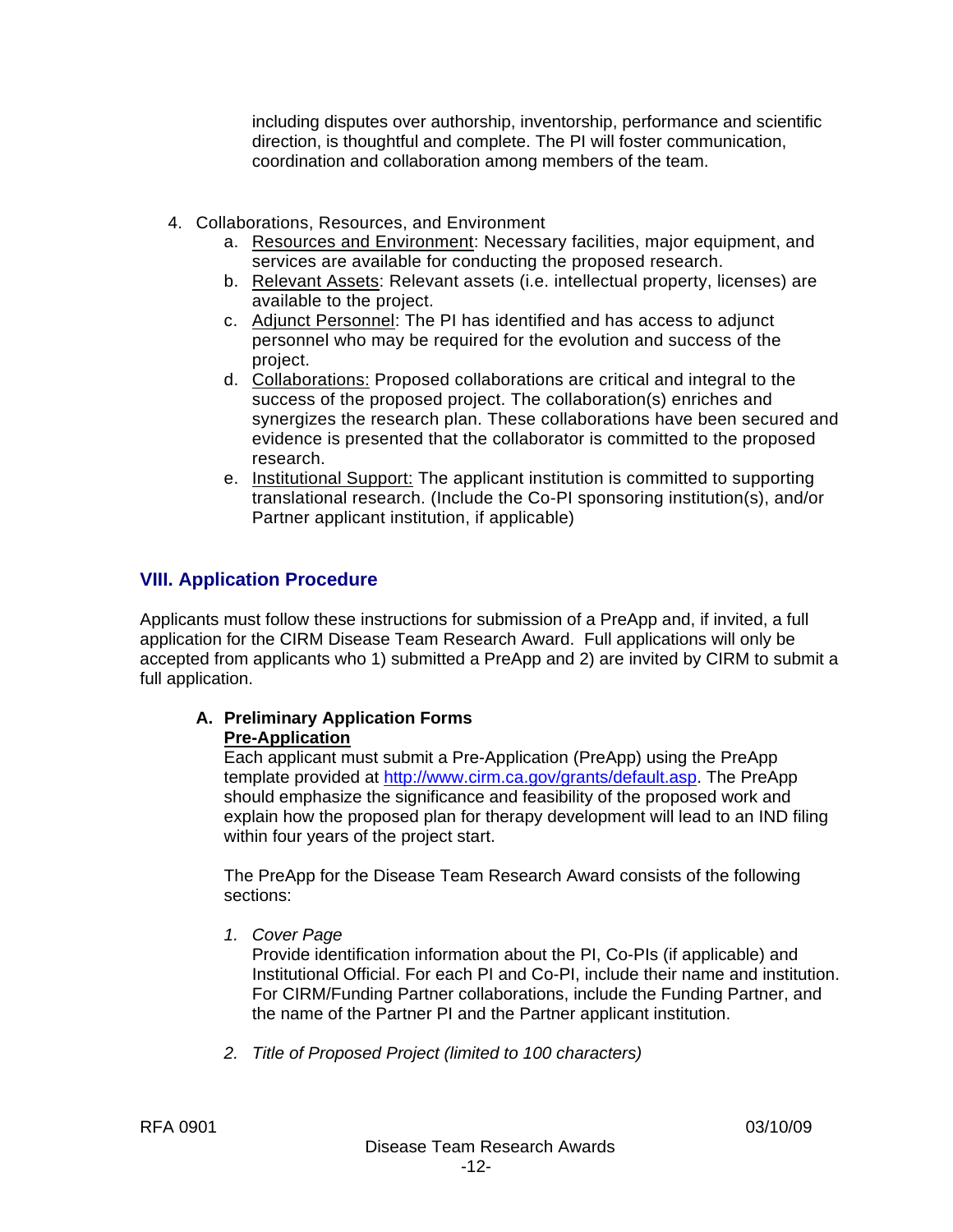including disputes over authorship, inventorship, performance and scientific direction, is thoughtful and complete. The PI will foster communication, coordination and collaboration among members of the team.

4. Collaborations, Resources, and Environment
   a. Resources and Environment: Necessary facilities, major equipment, and services are available for conducting the proposed research.
   b. Relevant Assets: Relevant assets (i.e. intellectual property, licenses) are available to the project.
   c. Adjunct Personnel: The PI has identified and has access to adjunct personnel who may be required for the evolution and success of the project.
   d. Collaborations: Proposed collaborations are critical and integral to the success of the proposed project. The collaboration(s) enriches and synergizes the research plan. These collaborations have been secured and evidence is presented that the collaborator is committed to the proposed research.
   e. Institutional Support: The applicant institution is committed to supporting translational research. (Include the Co-PI sponsoring institution(s), and/or Partner applicant institution, if applicable)

## VIII. Application Procedure

Applicants must follow these instructions for submission of a PreApp and, if invited, a full application for the CIRM Disease Team Research Award. Full applications will only be accepted from applicants who 1) submitted a PreApp and 2) are invited by CIRM to submit a full application.

### A. Preliminary Application Forms

**Pre-Application**

Each applicant must submit a Pre-Application (PreApp) using the PreApp template provided at http://www.cirm.ca.gov/grants/default.asp. The PreApp should emphasize the significance and feasibility of the proposed work and explain how the proposed plan for therapy development will lead to an IND filing within four years of the project start.

The PreApp for the Disease Team Research Award consists of the following sections:

1. *Cover Page*

   Provide identification information about the PI, Co-PIs (if applicable) and Institutional Official. For each PI and Co-PI, include their name and institution. For CIRM/Funding Partner collaborations, include the Funding Partner, and the name of the Partner PI and the Partner applicant institution.

2. *Title of Proposed Project (limited to 100 characters)*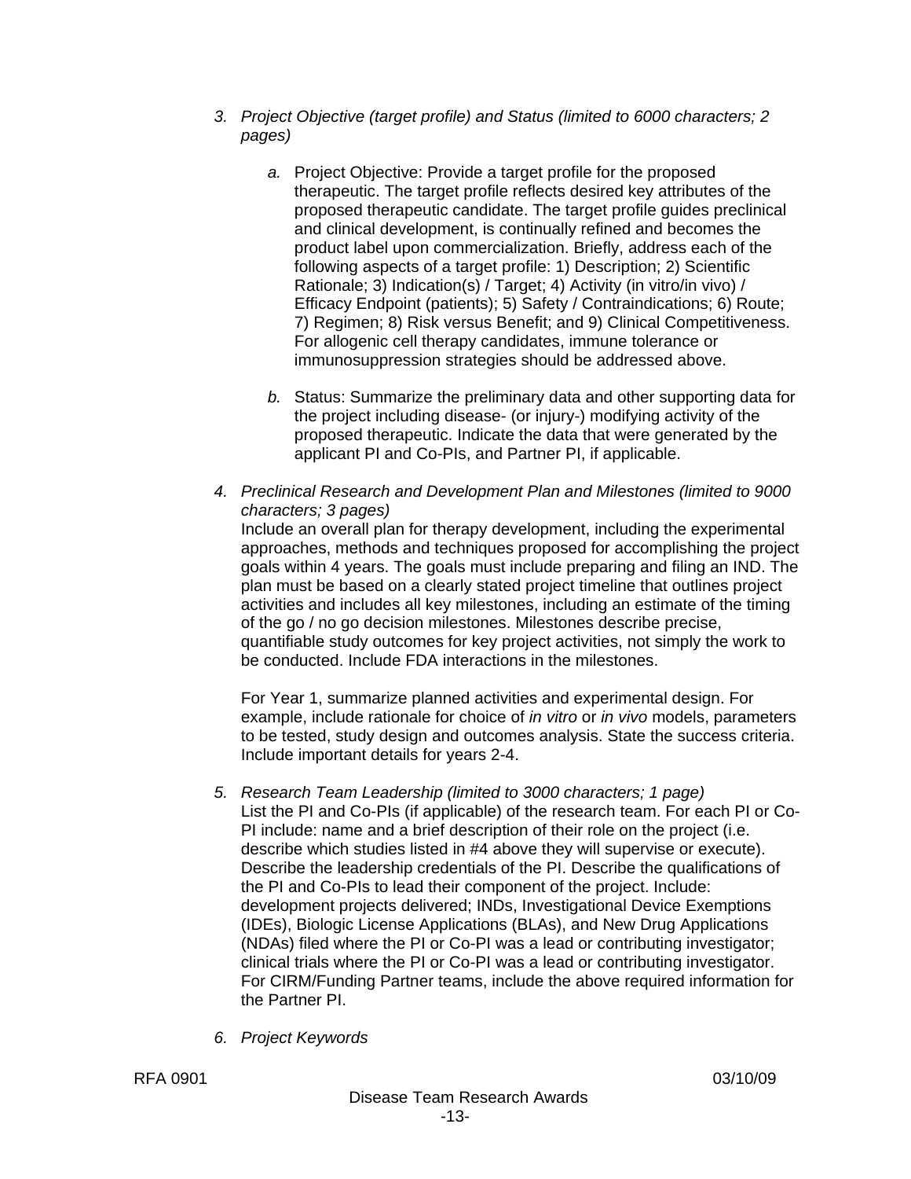3. *Project Objective (target profile) and Status (limited to 6000 characters; 2 pages)*

    *a.* Project Objective: Provide a target profile for the proposed therapeutic. The target profile reflects desired key attributes of the proposed therapeutic candidate. The target profile guides preclinical and clinical development, is continually refined and becomes the product label upon commercialization. Briefly, address each of the following aspects of a target profile: 1) Description; 2) Scientific Rationale; 3) Indication(s) / Target; 4) Activity (in vitro/in vivo) / Efficacy Endpoint (patients); 5) Safety / Contraindications; 6) Route; 7) Regimen; 8) Risk versus Benefit; and 9) Clinical Competitiveness. For allogenic cell therapy candidates, immune tolerance or immunosuppression strategies should be addressed above.

    *b.* Status: Summarize the preliminary data and other supporting data for the project including disease- (or injury-) modifying activity of the proposed therapeutic. Indicate the data that were generated by the applicant PI and Co-PIs, and Partner PI, if applicable.

4. *Preclinical Research and Development Plan and Milestones (limited to 9000 characters; 3 pages)*
    Include an overall plan for therapy development, including the experimental approaches, methods and techniques proposed for accomplishing the project goals within 4 years. The goals must include preparing and filing an IND. The plan must be based on a clearly stated project timeline that outlines project activities and includes all key milestones, including an estimate of the timing of the go / no go decision milestones. Milestones describe precise, quantifiable study outcomes for key project activities, not simply the work to be conducted. Include FDA interactions in the milestones.

    For Year 1, summarize planned activities and experimental design. For example, include rationale for choice of *in vitro* or *in vivo* models, parameters to be tested, study design and outcomes analysis. State the success criteria. Include important details for years 2-4.

5. *Research Team Leadership (limited to 3000 characters; 1 page)*
    List the PI and Co-PIs (if applicable) of the research team. For each PI or Co-PI include: name and a brief description of their role on the project (i.e. describe which studies listed in #4 above they will supervise or execute). Describe the leadership credentials of the PI. Describe the qualifications of the PI and Co-PIs to lead their component of the project. Include: development projects delivered; INDs, Investigational Device Exemptions (IDEs), Biologic License Applications (BLAs), and New Drug Applications (NDAs) filed where the PI or Co-PI was a lead or contributing investigator; clinical trials where the PI or Co-PI was a lead or contributing investigator. For CIRM/Funding Partner teams, include the above required information for the Partner PI.

6. *Project Keywords*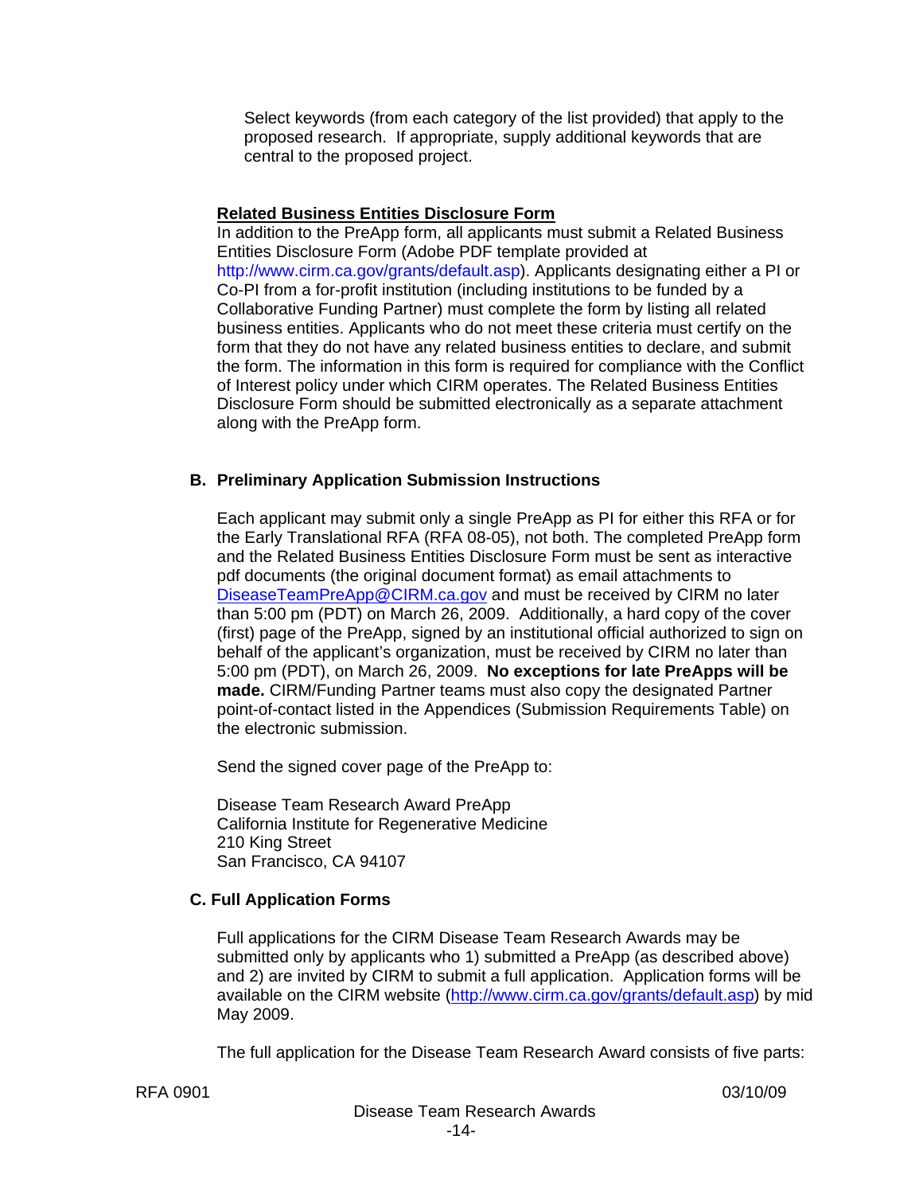Select keywords (from each category of the list provided) that apply to the proposed research. If appropriate, supply additional keywords that are central to the proposed project.

**Related Business Entities Disclosure Form**

In addition to the PreApp form, all applicants must submit a Related Business Entities Disclosure Form (Adobe PDF template provided at http://www.cirm.ca.gov/grants/default.asp). Applicants designating either a PI or Co-PI from a for-profit institution (including institutions to be funded by a Collaborative Funding Partner) must complete the form by listing all related business entities. Applicants who do not meet these criteria must certify on the form that they do not have any related business entities to declare, and submit the form. The information in this form is required for compliance with the Conflict of Interest policy under which CIRM operates. The Related Business Entities Disclosure Form should be submitted electronically as a separate attachment along with the PreApp form.

## B. Preliminary Application Submission Instructions

Each applicant may submit only a single PreApp as PI for either this RFA or for the Early Translational RFA (RFA 08-05), not both. The completed PreApp form and the Related Business Entities Disclosure Form must be sent as interactive pdf documents (the original document format) as email attachments to DiseaseTeamPreApp@CIRM.ca.gov and must be received by CIRM no later than 5:00 pm (PDT) on March 26, 2009. Additionally, a hard copy of the cover (first) page of the PreApp, signed by an institutional official authorized to sign on behalf of the applicant's organization, must be received by CIRM no later than 5:00 pm (PDT), on March 26, 2009. **No exceptions for late PreApps will be made.** CIRM/Funding Partner teams must also copy the designated Partner point-of-contact listed in the Appendices (Submission Requirements Table) on the electronic submission.

Send the signed cover page of the PreApp to:

Disease Team Research Award PreApp
California Institute for Regenerative Medicine
210 King Street
San Francisco, CA 94107

## C. Full Application Forms

Full applications for the CIRM Disease Team Research Awards may be submitted only by applicants who 1) submitted a PreApp (as described above) and 2) are invited by CIRM to submit a full application. Application forms will be available on the CIRM website (http://www.cirm.ca.gov/grants/default.asp) by mid May 2009.

The full application for the Disease Team Research Award consists of five parts: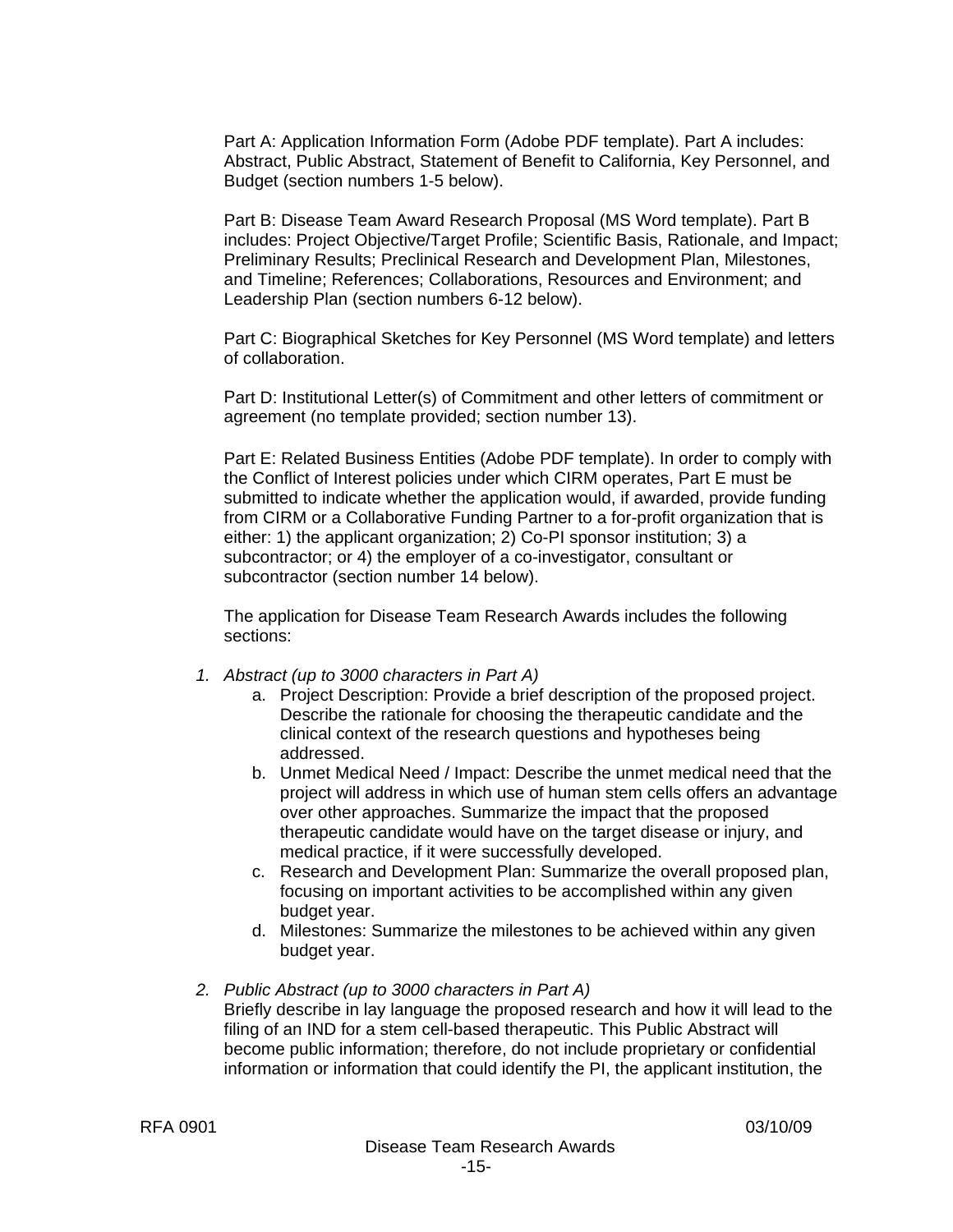Part A: Application Information Form (Adobe PDF template). Part A includes: Abstract, Public Abstract, Statement of Benefit to California, Key Personnel, and Budget (section numbers 1-5 below).

Part B: Disease Team Award Research Proposal (MS Word template). Part B includes: Project Objective/Target Profile; Scientific Basis, Rationale, and Impact; Preliminary Results; Preclinical Research and Development Plan, Milestones, and Timeline; References; Collaborations, Resources and Environment; and Leadership Plan (section numbers 6-12 below).

Part C: Biographical Sketches for Key Personnel (MS Word template) and letters of collaboration.

Part D: Institutional Letter(s) of Commitment and other letters of commitment or agreement (no template provided; section number 13).

Part E: Related Business Entities (Adobe PDF template). In order to comply with the Conflict of Interest policies under which CIRM operates, Part E must be submitted to indicate whether the application would, if awarded, provide funding from CIRM or a Collaborative Funding Partner to a for-profit organization that is either: 1) the applicant organization; 2) Co-PI sponsor institution; 3) a subcontractor; or 4) the employer of a co-investigator, consultant or subcontractor (section number 14 below).

The application for Disease Team Research Awards includes the following sections:

1. *Abstract (up to 3000 characters in Part A)*
   a. Project Description: Provide a brief description of the proposed project. Describe the rationale for choosing the therapeutic candidate and the clinical context of the research questions and hypotheses being addressed.
   b. Unmet Medical Need / Impact: Describe the unmet medical need that the project will address in which use of human stem cells offers an advantage over other approaches. Summarize the impact that the proposed therapeutic candidate would have on the target disease or injury, and medical practice, if it were successfully developed.
   c. Research and Development Plan: Summarize the overall proposed plan, focusing on important activities to be accomplished within any given budget year.
   d. Milestones: Summarize the milestones to be achieved within any given budget year.

2. *Public Abstract (up to 3000 characters in Part A)*
   Briefly describe in lay language the proposed research and how it will lead to the filing of an IND for a stem cell-based therapeutic. This Public Abstract will become public information; therefore, do not include proprietary or confidential information or information that could identify the PI, the applicant institution, the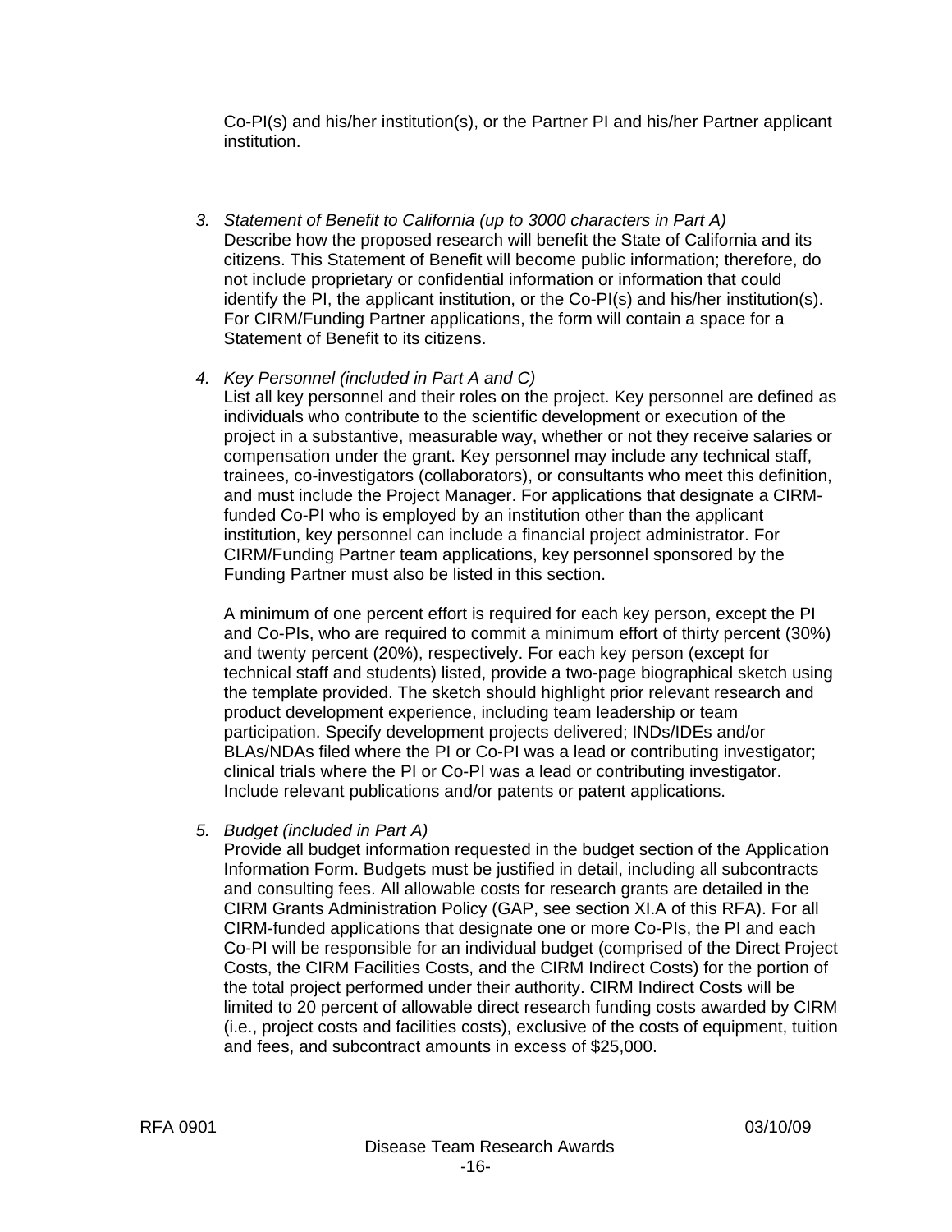Co-PI(s) and his/her institution(s), or the Partner PI and his/her Partner applicant institution.

3. *Statement of Benefit to California (up to 3000 characters in Part A)*
   Describe how the proposed research will benefit the State of California and its citizens. This Statement of Benefit will become public information; therefore, do not include proprietary or confidential information or information that could identify the PI, the applicant institution, or the Co-PI(s) and his/her institution(s). For CIRM/Funding Partner applications, the form will contain a space for a Statement of Benefit to its citizens.

4. *Key Personnel (included in Part A and C)*
   List all key personnel and their roles on the project. Key personnel are defined as individuals who contribute to the scientific development or execution of the project in a substantive, measurable way, whether or not they receive salaries or compensation under the grant. Key personnel may include any technical staff, trainees, co-investigators (collaborators), or consultants who meet this definition, and must include the Project Manager. For applications that designate a CIRM-funded Co-PI who is employed by an institution other than the applicant institution, key personnel can include a financial project administrator. For CIRM/Funding Partner team applications, key personnel sponsored by the Funding Partner must also be listed in this section.

   A minimum of one percent effort is required for each key person, except the PI and Co-PIs, who are required to commit a minimum effort of thirty percent (30%) and twenty percent (20%), respectively. For each key person (except for technical staff and students) listed, provide a two-page biographical sketch using the template provided. The sketch should highlight prior relevant research and product development experience, including team leadership or team participation. Specify development projects delivered; INDs/IDEs and/or BLAs/NDAs filed where the PI or Co-PI was a lead or contributing investigator; clinical trials where the PI or Co-PI was a lead or contributing investigator. Include relevant publications and/or patents or patent applications.

5. *Budget (included in Part A)*
   Provide all budget information requested in the budget section of the Application Information Form. Budgets must be justified in detail, including all subcontracts and consulting fees. All allowable costs for research grants are detailed in the CIRM Grants Administration Policy (GAP, see section XI.A of this RFA). For all CIRM-funded applications that designate one or more Co-PIs, the PI and each Co-PI will be responsible for an individual budget (comprised of the Direct Project Costs, the CIRM Facilities Costs, and the CIRM Indirect Costs) for the portion of the total project performed under their authority. CIRM Indirect Costs will be limited to 20 percent of allowable direct research funding costs awarded by CIRM (i.e., project costs and facilities costs), exclusive of the costs of equipment, tuition and fees, and subcontract amounts in excess of $25,000.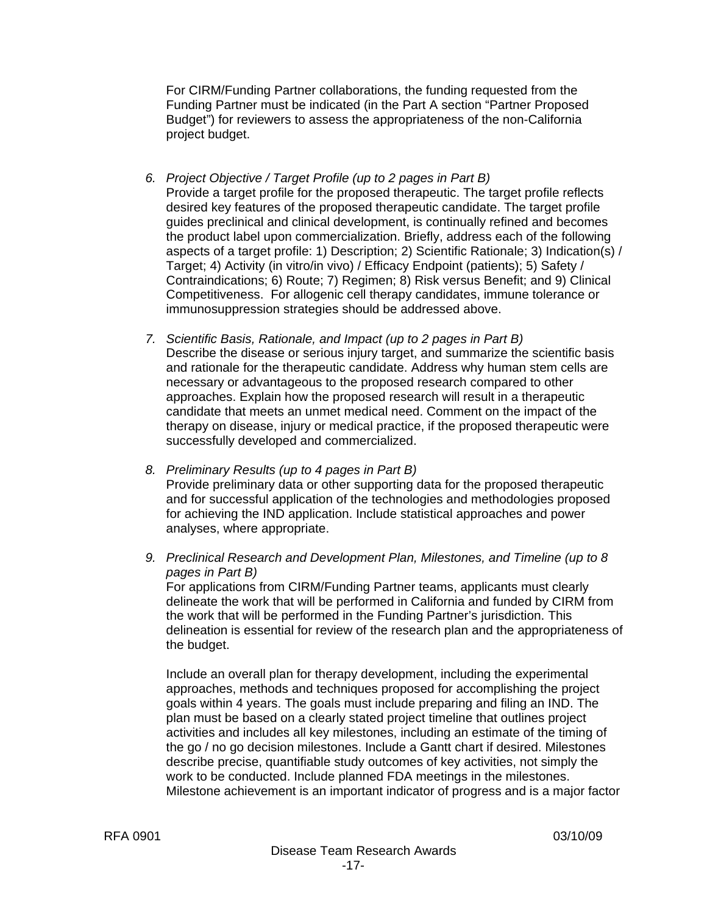For CIRM/Funding Partner collaborations, the funding requested from the Funding Partner must be indicated (in the Part A section "Partner Proposed Budget") for reviewers to assess the appropriateness of the non-California project budget.

6. *Project Objective / Target Profile (up to 2 pages in Part B)*
   Provide a target profile for the proposed therapeutic. The target profile reflects desired key features of the proposed therapeutic candidate. The target profile guides preclinical and clinical development, is continually refined and becomes the product label upon commercialization. Briefly, address each of the following aspects of a target profile: 1) Description; 2) Scientific Rationale; 3) Indication(s) / Target; 4) Activity (in vitro/in vivo) / Efficacy Endpoint (patients); 5) Safety / Contraindications; 6) Route; 7) Regimen; 8) Risk versus Benefit; and 9) Clinical Competitiveness. For allogenic cell therapy candidates, immune tolerance or immunosuppression strategies should be addressed above.

7. *Scientific Basis, Rationale, and Impact (up to 2 pages in Part B)*
   Describe the disease or serious injury target, and summarize the scientific basis and rationale for the therapeutic candidate. Address why human stem cells are necessary or advantageous to the proposed research compared to other approaches. Explain how the proposed research will result in a therapeutic candidate that meets an unmet medical need. Comment on the impact of the therapy on disease, injury or medical practice, if the proposed therapeutic were successfully developed and commercialized.

8. *Preliminary Results (up to 4 pages in Part B)*
   Provide preliminary data or other supporting data for the proposed therapeutic and for successful application of the technologies and methodologies proposed for achieving the IND application. Include statistical approaches and power analyses, where appropriate.

9. *Preclinical Research and Development Plan, Milestones, and Timeline (up to 8 pages in Part B)*
   For applications from CIRM/Funding Partner teams, applicants must clearly delineate the work that will be performed in California and funded by CIRM from the work that will be performed in the Funding Partner's jurisdiction. This delineation is essential for review of the research plan and the appropriateness of the budget.

   Include an overall plan for therapy development, including the experimental approaches, methods and techniques proposed for accomplishing the project goals within 4 years. The goals must include preparing and filing an IND. The plan must be based on a clearly stated project timeline that outlines project activities and includes all key milestones, including an estimate of the timing of the go / no go decision milestones. Include a Gantt chart if desired. Milestones describe precise, quantifiable study outcomes of key activities, not simply the work to be conducted. Include planned FDA meetings in the milestones. Milestone achievement is an important indicator of progress and is a major factor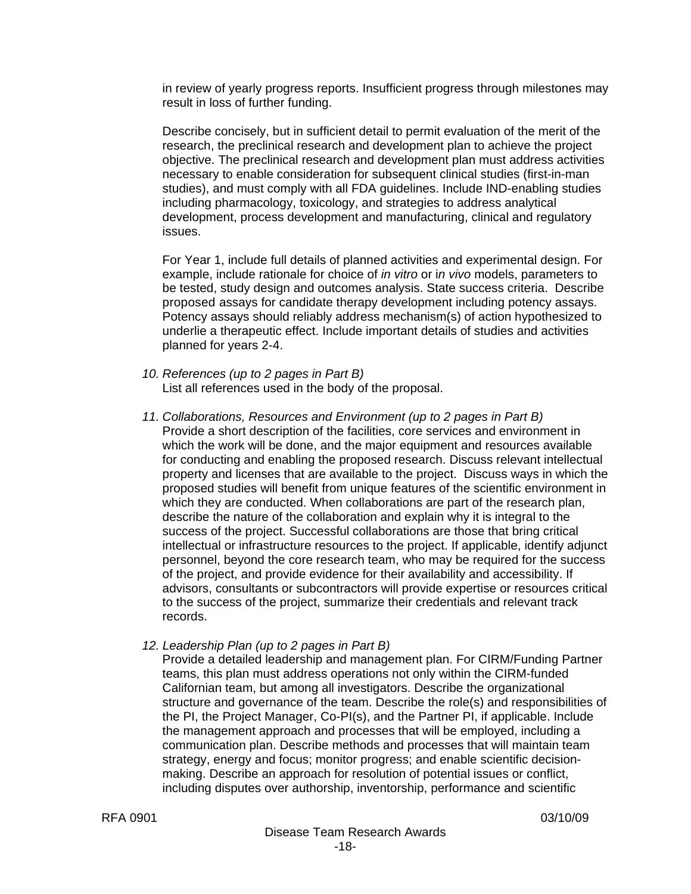in review of yearly progress reports. Insufficient progress through milestones may result in loss of further funding.

Describe concisely, but in sufficient detail to permit evaluation of the merit of the research, the preclinical research and development plan to achieve the project objective. The preclinical research and development plan must address activities necessary to enable consideration for subsequent clinical studies (first-in-man studies), and must comply with all FDA guidelines. Include IND-enabling studies including pharmacology, toxicology, and strategies to address analytical development, process development and manufacturing, clinical and regulatory issues.

For Year 1, include full details of planned activities and experimental design. For example, include rationale for choice of *in vitro* or i*n vivo* models, parameters to be tested, study design and outcomes analysis. State success criteria. Describe proposed assays for candidate therapy development including potency assays. Potency assays should reliably address mechanism(s) of action hypothesized to underlie a therapeutic effect. Include important details of studies and activities planned for years 2-4.

10. *References (up to 2 pages in Part B)*
    List all references used in the body of the proposal.

11. *Collaborations, Resources and Environment (up to 2 pages in Part B)*
    Provide a short description of the facilities, core services and environment in which the work will be done, and the major equipment and resources available for conducting and enabling the proposed research. Discuss relevant intellectual property and licenses that are available to the project. Discuss ways in which the proposed studies will benefit from unique features of the scientific environment in which they are conducted. When collaborations are part of the research plan, describe the nature of the collaboration and explain why it is integral to the success of the project. Successful collaborations are those that bring critical intellectual or infrastructure resources to the project. If applicable, identify adjunct personnel, beyond the core research team, who may be required for the success of the project, and provide evidence for their availability and accessibility. If advisors, consultants or subcontractors will provide expertise or resources critical to the success of the project, summarize their credentials and relevant track records.

12. *Leadership Plan (up to 2 pages in Part B)*
    Provide a detailed leadership and management plan. For CIRM/Funding Partner teams, this plan must address operations not only within the CIRM-funded Californian team, but among all investigators. Describe the organizational structure and governance of the team. Describe the role(s) and responsibilities of the PI, the Project Manager, Co-PI(s), and the Partner PI, if applicable. Include the management approach and processes that will be employed, including a communication plan. Describe methods and processes that will maintain team strategy, energy and focus; monitor progress; and enable scientific decision-making. Describe an approach for resolution of potential issues or conflict, including disputes over authorship, inventorship, performance and scientific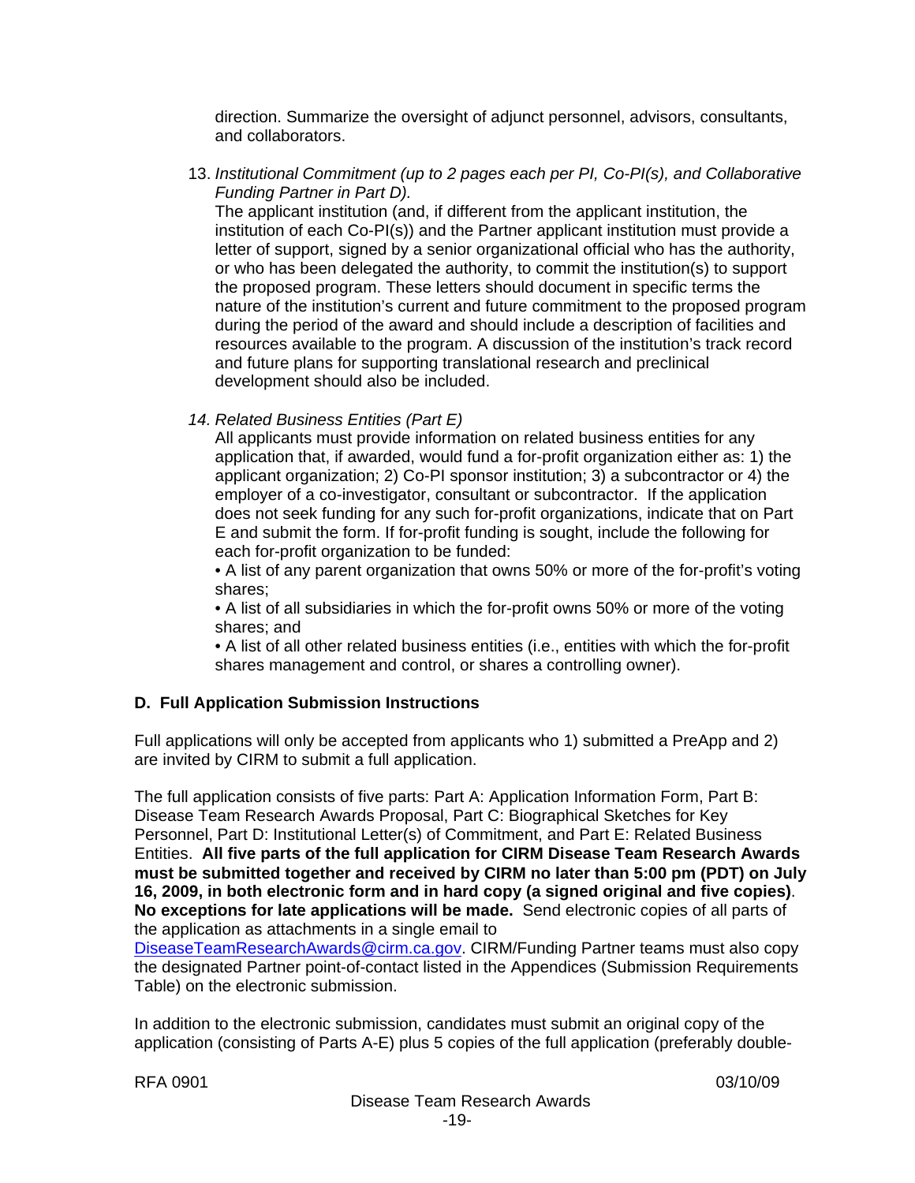direction. Summarize the oversight of adjunct personnel, advisors, consultants, and collaborators.

13. *Institutional Commitment (up to 2 pages each per PI, Co-PI(s), and Collaborative Funding Partner in Part D).*
    The applicant institution (and, if different from the applicant institution, the institution of each Co-PI(s)) and the Partner applicant institution must provide a letter of support, signed by a senior organizational official who has the authority, or who has been delegated the authority, to commit the institution(s) to support the proposed program. These letters should document in specific terms the nature of the institution's current and future commitment to the proposed program during the period of the award and should include a description of facilities and resources available to the program. A discussion of the institution's track record and future plans for supporting translational research and preclinical development should also be included.

14. *Related Business Entities (Part E)*
    All applicants must provide information on related business entities for any application that, if awarded, would fund a for-profit organization either as: 1) the applicant organization; 2) Co-PI sponsor institution; 3) a subcontractor or 4) the employer of a co-investigator, consultant or subcontractor. If the application does not seek funding for any such for-profit organizations, indicate that on Part E and submit the form. If for-profit funding is sought, include the following for each for-profit organization to be funded:
    • A list of any parent organization that owns 50% or more of the for-profit's voting shares;
    • A list of all subsidiaries in which the for-profit owns 50% or more of the voting shares; and
    • A list of all other related business entities (i.e., entities with which the for-profit shares management and control, or shares a controlling owner).

### D. Full Application Submission Instructions

Full applications will only be accepted from applicants who 1) submitted a PreApp and 2) are invited by CIRM to submit a full application.

The full application consists of five parts: Part A: Application Information Form, Part B: Disease Team Research Awards Proposal, Part C: Biographical Sketches for Key Personnel, Part D: Institutional Letter(s) of Commitment, and Part E: Related Business Entities. **All five parts of the full application for CIRM Disease Team Research Awards must be submitted together and received by CIRM no later than 5:00 pm (PDT) on July 16, 2009, in both electronic form and in hard copy (a signed original and five copies)**. **No exceptions for late applications will be made.** Send electronic copies of all parts of the application as attachments in a single email to DiseaseTeamResearchAwards@cirm.ca.gov. CIRM/Funding Partner teams must also copy the designated Partner point-of-contact listed in the Appendices (Submission Requirements Table) on the electronic submission.

In addition to the electronic submission, candidates must submit an original copy of the application (consisting of Parts A-E) plus 5 copies of the full application (preferably double-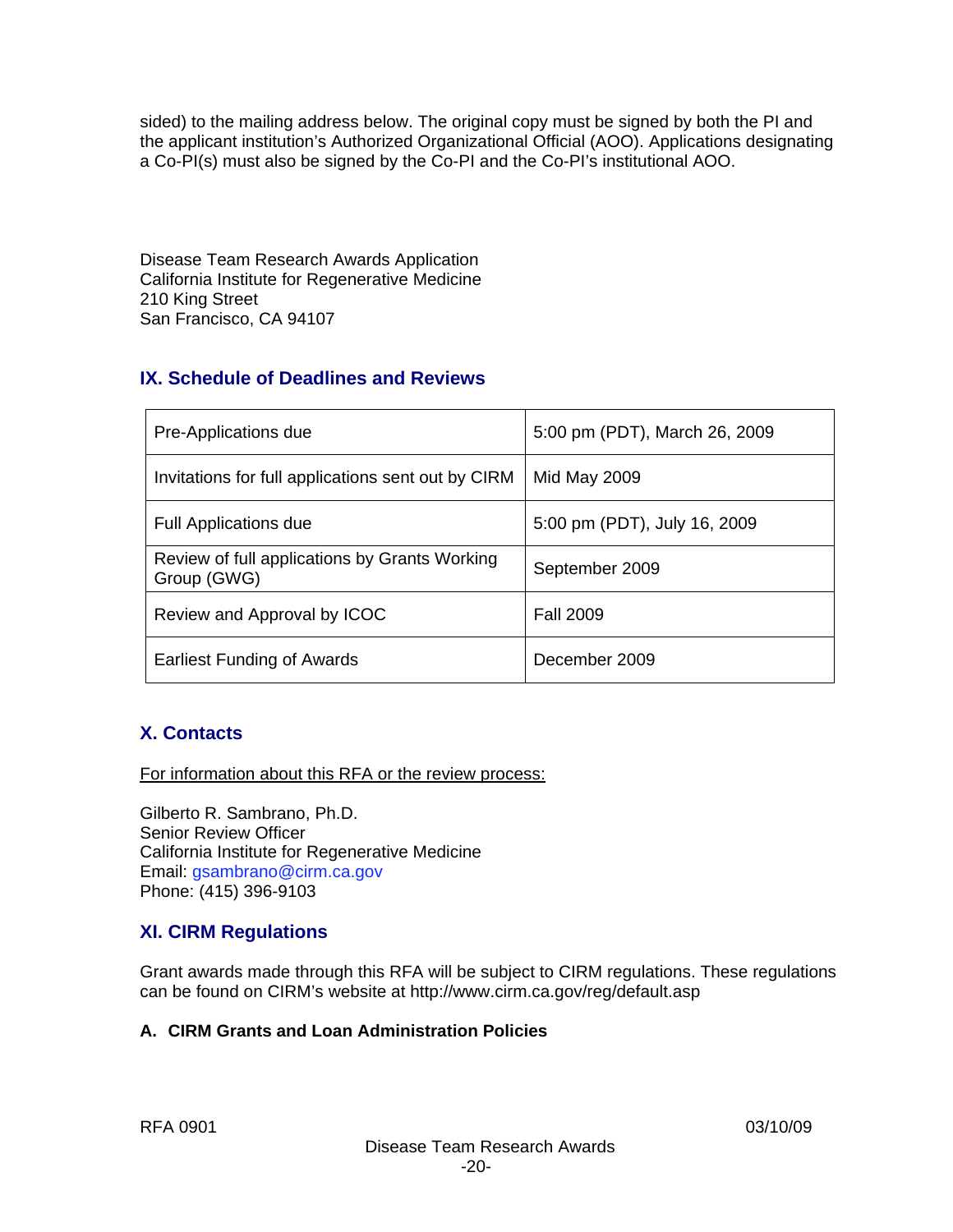sided) to the mailing address below. The original copy must be signed by both the PI and the applicant institution's Authorized Organizational Official (AOO). Applications designating a Co-PI(s) must also be signed by the Co-PI and the Co-PI's institutional AOO.

Disease Team Research Awards Application
California Institute for Regenerative Medicine
210 King Street
San Francisco, CA 94107

## IX. Schedule of Deadlines and Reviews

| | |
|---|---|
| Pre-Applications due | 5:00 pm (PDT), March 26, 2009 |
| Invitations for full applications sent out by CIRM | Mid May 2009 |
| Full Applications due | 5:00 pm (PDT), July 16, 2009 |
| Review of full applications by Grants Working Group (GWG) | September 2009 |
| Review and Approval by ICOC | Fall 2009 |
| Earliest Funding of Awards | December 2009 |

## X. Contacts

<u>For information about this RFA or the review process:</u>

Gilberto R. Sambrano, Ph.D.
Senior Review Officer
California Institute for Regenerative Medicine
Email: gsambrano@cirm.ca.gov
Phone: (415) 396-9103

## XI. CIRM Regulations

Grant awards made through this RFA will be subject to CIRM regulations. These regulations can be found on CIRM's website at http://www.cirm.ca.gov/reg/default.asp

### A. CIRM Grants and Loan Administration Policies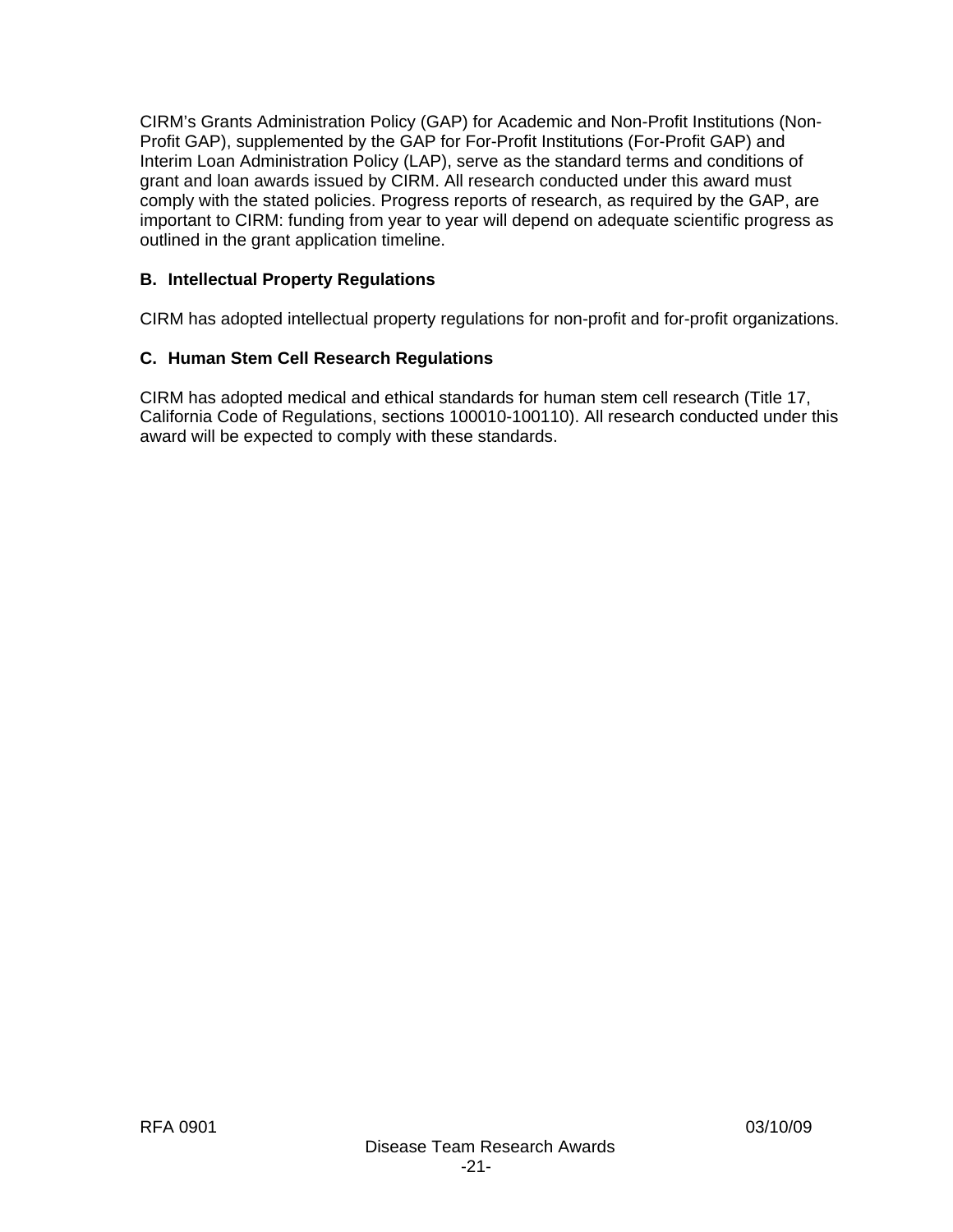CIRM's Grants Administration Policy (GAP) for Academic and Non-Profit Institutions (Non-Profit GAP), supplemented by the GAP for For-Profit Institutions (For-Profit GAP) and Interim Loan Administration Policy (LAP), serve as the standard terms and conditions of grant and loan awards issued by CIRM. All research conducted under this award must comply with the stated policies. Progress reports of research, as required by the GAP, are important to CIRM: funding from year to year will depend on adequate scientific progress as outlined in the grant application timeline.

### B. Intellectual Property Regulations

CIRM has adopted intellectual property regulations for non-profit and for-profit organizations.

### C. Human Stem Cell Research Regulations

CIRM has adopted medical and ethical standards for human stem cell research (Title 17, California Code of Regulations, sections 100010-100110). All research conducted under this award will be expected to comply with these standards.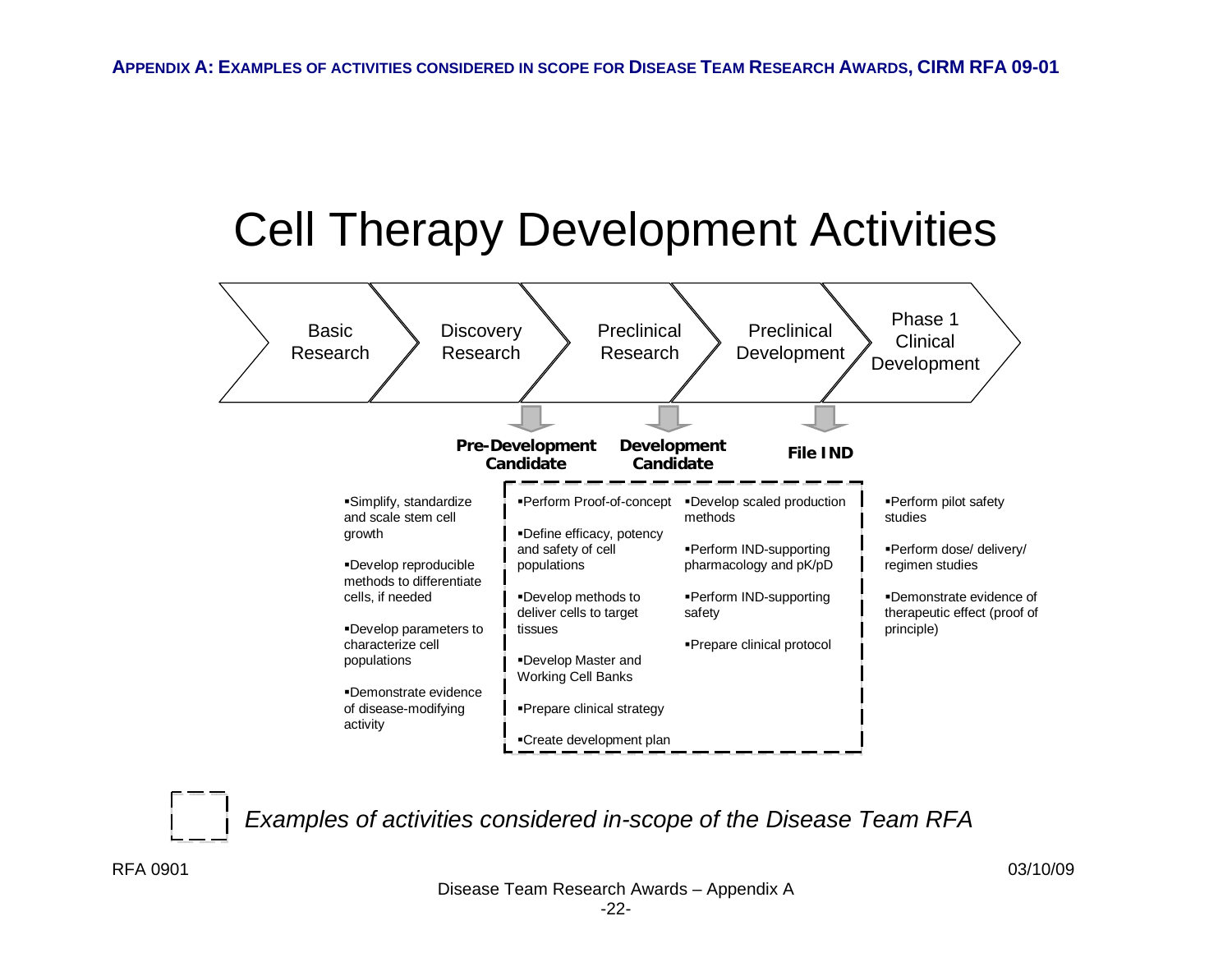**APPENDIX A: EXAMPLES OF ACTIVITIES CONSIDERED IN SCOPE FOR DISEASE TEAM RESEARCH AWARDS, CIRM RFA 09-01**

# Cell Therapy Development Activities

Basic Research → Discovery Research → Preclinical Research → Preclinical Development → Phase 1 Clinical Development

| Basic Research | Discovery Research → **Pre-Development Candidate** | Preclinical Research → **Development Candidate** | Preclinical Development → **File IND** | Phase 1 Clinical Development |
|---|---|---|---|---|
| ▪Simplify, standardize and scale stem cell growth<br>▪Develop reproducible methods to differentiate cells, if needed<br>▪Develop parameters to characterize cell populations<br>▪Demonstrate evidence of disease-modifying activity | ▪Perform Proof-of-concept<br>▪Define efficacy, potency and safety of cell populations<br>▪Develop methods to deliver cells to target tissues<br>▪Develop Master and Working Cell Banks<br>▪Prepare clinical strategy<br>▪Create development plan | | ▪Develop scaled production methods<br>▪Perform IND-supporting pharmacology and pK/pD<br>▪Perform IND-supporting safety<br>▪Prepare clinical protocol | ▪Perform pilot safety studies<br>▪Perform dose/ delivery/ regimen studies<br>▪Demonstrate evidence of therapeutic effect (proof of principle) |

[Dashed box] *Examples of activities considered in-scope of the Disease Team RFA* (the activities under "Perform Proof-of-concept" through "Prepare clinical protocol" are enclosed in the dashed box)

RFA 0901 03/10/09

Disease Team Research Awards – Appendix A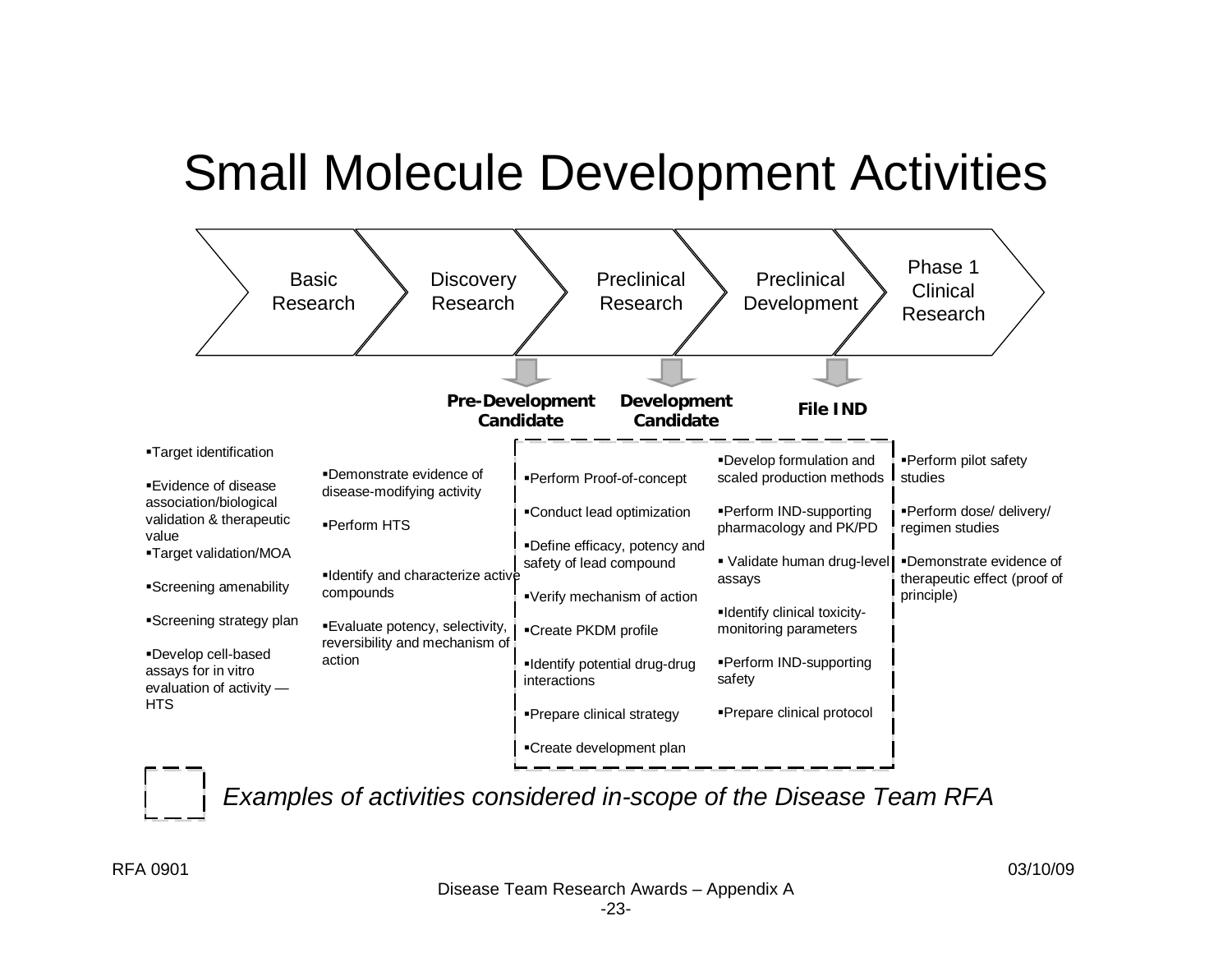# Small Molecule Development Activities

| Basic Research | Discovery Research | Preclinical Research | Preclinical Development | Phase 1 Clinical Research |
|---|---|---|---|---|
| | **Pre-Development Candidate** | **Development Candidate** | **File IND** | |
| ▪Target identification<br>▪Evidence of disease association/biological validation & therapeutic value<br>▪Target validation/MOA<br>▪Screening amenability<br>▪Screening strategy plan<br>▪Develop cell-based assays for in vitro evaluation of activity — HTS | ▪Demonstrate evidence of disease-modifying activity<br>▪Perform HTS<br>▪Identify and characterize active compounds<br>▪Evaluate potency, selectivity, reversibility and mechanism of action | ▪Perform Proof-of-concept<br>▪Conduct lead optimization<br>▪Define efficacy, potency and safety of lead compound<br>▪Verify mechanism of action<br>▪Create PKDM profile<br>▪Identify potential drug-drug interactions<br>▪Prepare clinical strategy<br>▪Create development plan | ▪Develop formulation and scaled production methods<br>▪Perform IND-supporting pharmacology and PK/PD<br>▪ Validate human drug-level assays<br>▪Identify clinical toxicity-monitoring parameters<br>▪Perform IND-supporting safety<br>▪Prepare clinical protocol | ▪Perform pilot safety studies<br>▪Perform dose/ delivery/ regimen studies<br>▪Demonstrate evidence of therapeutic effect (proof of principle) |

*Examples of activities considered in-scope of the Disease Team RFA* (Preclinical Research and Preclinical Development activities, shown in dashed box)

RFA 0901 03/10/09

Disease Team Research Awards – Appendix A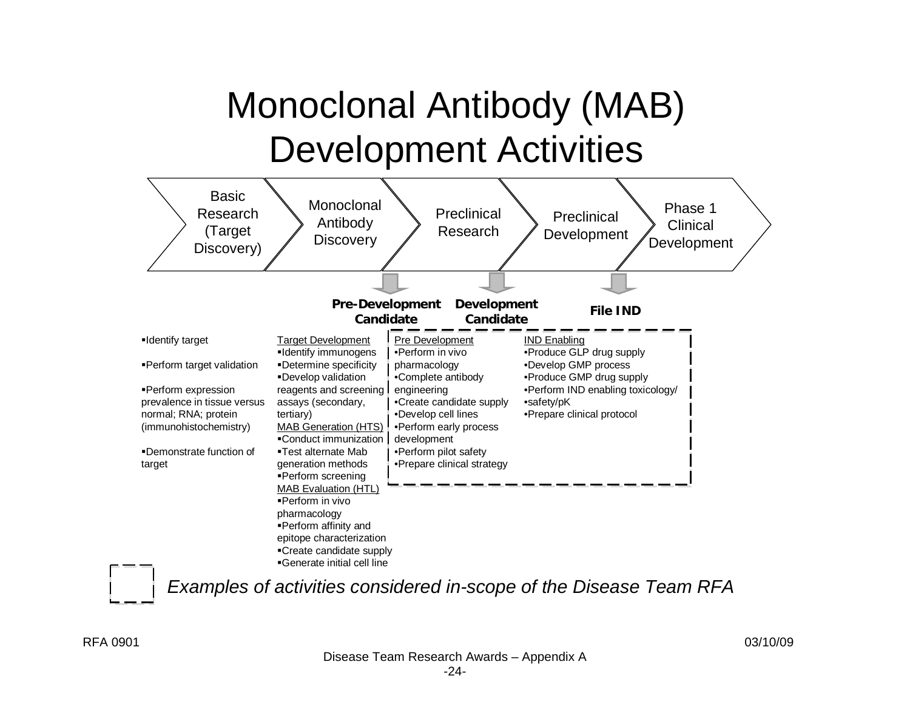# Monoclonal Antibody (MAB) Development Activities

Basic Research (Target Discovery) → Monoclonal Antibody Discovery → Preclinical Research → Preclinical Development → Phase 1 Clinical Development

**Pre-Development Candidate** | **Development Candidate** | **File IND**

**Basic Research (Target Discovery)**

- Identify target
- Perform target validation
- Perform expression prevalence in tissue versus normal; RNA; protein (immunohistochemistry)
- Demonstrate function of target

**Monoclonal Antibody Discovery**

Target Development

- Identify immunogens
- Determine specificity
- Develop validation reagents and screening assays (secondary, tertiary)

MAB Generation (HTS)

- Conduct immunization
- Test alternate Mab generation methods
- Perform screening

MAB Evaluation (HTL)

- Perform in vivo pharmacology
- Perform affinity and epitope characterization
- Create candidate supply
- Generate initial cell line

**Preclinical Research**

Pre Development

- Perform in vivo pharmacology
- Complete antibody engineering
- Create candidate supply
- Develop cell lines
- Perform early process development
- Perform pilot safety
- Prepare clinical strategy

**Preclinical Development**

IND Enabling

- Produce GLP drug supply
- Develop GMP process
- Produce GMP drug supply
- Perform IND enabling toxicology/
- safety/pK
- Prepare clinical protocol

*Examples of activities considered in-scope of the Disease Team RFA* (Pre Development and IND Enabling activities, shown in dashed box)

RFA 0901 03/10/09

Disease Team Research Awards – Appendix A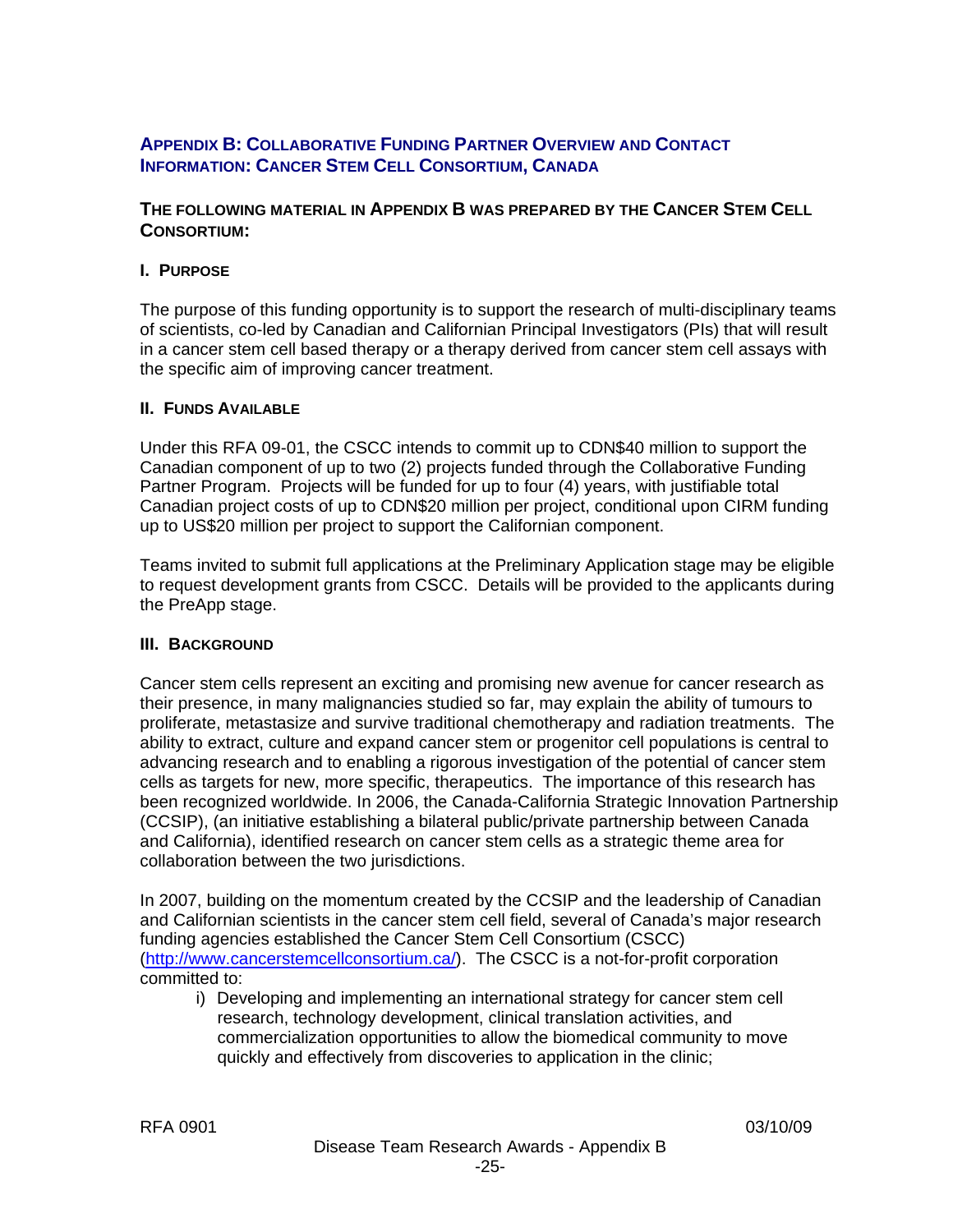## Appendix B: Collaborative Funding Partner Overview and Contact Information: Cancer Stem Cell Consortium, Canada

### The following material in Appendix B was prepared by the Cancer Stem Cell Consortium:

#### I. Purpose

The purpose of this funding opportunity is to support the research of multi-disciplinary teams of scientists, co-led by Canadian and Californian Principal Investigators (PIs) that will result in a cancer stem cell based therapy or a therapy derived from cancer stem cell assays with the specific aim of improving cancer treatment.

#### II. Funds Available

Under this RFA 09-01, the CSCC intends to commit up to CDN$40 million to support the Canadian component of up to two (2) projects funded through the Collaborative Funding Partner Program. Projects will be funded for up to four (4) years, with justifiable total Canadian project costs of up to CDN$20 million per project, conditional upon CIRM funding up to US$20 million per project to support the Californian component.

Teams invited to submit full applications at the Preliminary Application stage may be eligible to request development grants from CSCC. Details will be provided to the applicants during the PreApp stage.

#### III. Background

Cancer stem cells represent an exciting and promising new avenue for cancer research as their presence, in many malignancies studied so far, may explain the ability of tumours to proliferate, metastasize and survive traditional chemotherapy and radiation treatments. The ability to extract, culture and expand cancer stem or progenitor cell populations is central to advancing research and to enabling a rigorous investigation of the potential of cancer stem cells as targets for new, more specific, therapeutics. The importance of this research has been recognized worldwide. In 2006, the Canada-California Strategic Innovation Partnership (CCSIP), (an initiative establishing a bilateral public/private partnership between Canada and California), identified research on cancer stem cells as a strategic theme area for collaboration between the two jurisdictions.

In 2007, building on the momentum created by the CCSIP and the leadership of Canadian and Californian scientists in the cancer stem cell field, several of Canada's major research funding agencies established the Cancer Stem Cell Consortium (CSCC) (http://www.cancerstemcellconsortium.ca/). The CSCC is a not-for-profit corporation committed to:

i) Developing and implementing an international strategy for cancer stem cell research, technology development, clinical translation activities, and commercialization opportunities to allow the biomedical community to move quickly and effectively from discoveries to application in the clinic;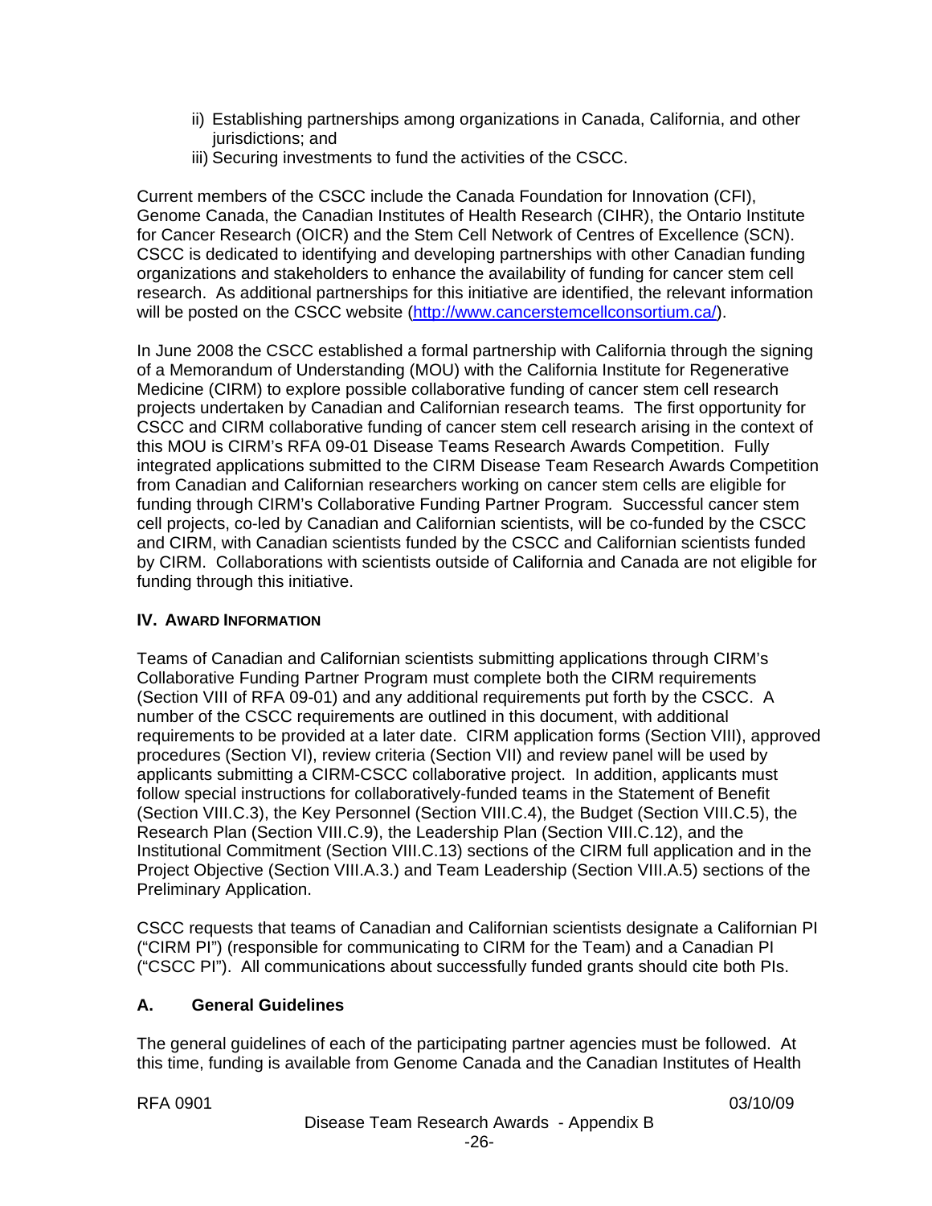ii) Establishing partnerships among organizations in Canada, California, and other jurisdictions; and
iii) Securing investments to fund the activities of the CSCC.

Current members of the CSCC include the Canada Foundation for Innovation (CFI), Genome Canada, the Canadian Institutes of Health Research (CIHR), the Ontario Institute for Cancer Research (OICR) and the Stem Cell Network of Centres of Excellence (SCN). CSCC is dedicated to identifying and developing partnerships with other Canadian funding organizations and stakeholders to enhance the availability of funding for cancer stem cell research. As additional partnerships for this initiative are identified, the relevant information will be posted on the CSCC website (http://www.cancerstemcellconsortium.ca/).

In June 2008 the CSCC established a formal partnership with California through the signing of a Memorandum of Understanding (MOU) with the California Institute for Regenerative Medicine (CIRM) to explore possible collaborative funding of cancer stem cell research projects undertaken by Canadian and Californian research teams. The first opportunity for CSCC and CIRM collaborative funding of cancer stem cell research arising in the context of this MOU is CIRM's RFA 09-01 Disease Teams Research Awards Competition. Fully integrated applications submitted to the CIRM Disease Team Research Awards Competition from Canadian and Californian researchers working on cancer stem cells are eligible for funding through CIRM's Collaborative Funding Partner Program*.* Successful cancer stem cell projects, co-led by Canadian and Californian scientists, will be co-funded by the CSCC and CIRM, with Canadian scientists funded by the CSCC and Californian scientists funded by CIRM. Collaborations with scientists outside of California and Canada are not eligible for funding through this initiative.

## IV. Award Information

Teams of Canadian and Californian scientists submitting applications through CIRM's Collaborative Funding Partner Program must complete both the CIRM requirements (Section VIII of RFA 09-01) and any additional requirements put forth by the CSCC. A number of the CSCC requirements are outlined in this document, with additional requirements to be provided at a later date. CIRM application forms (Section VIII), approved procedures (Section VI), review criteria (Section VII) and review panel will be used by applicants submitting a CIRM-CSCC collaborative project. In addition, applicants must follow special instructions for collaboratively-funded teams in the Statement of Benefit (Section VIII.C.3), the Key Personnel (Section VIII.C.4), the Budget (Section VIII.C.5), the Research Plan (Section VIII.C.9), the Leadership Plan (Section VIII.C.12), and the Institutional Commitment (Section VIII.C.13) sections of the CIRM full application and in the Project Objective (Section VIII.A.3.) and Team Leadership (Section VIII.A.5) sections of the Preliminary Application.

CSCC requests that teams of Canadian and Californian scientists designate a Californian PI ("CIRM PI") (responsible for communicating to CIRM for the Team) and a Canadian PI ("CSCC PI"). All communications about successfully funded grants should cite both PIs.

### A. General Guidelines

The general guidelines of each of the participating partner agencies must be followed. At this time, funding is available from Genome Canada and the Canadian Institutes of Health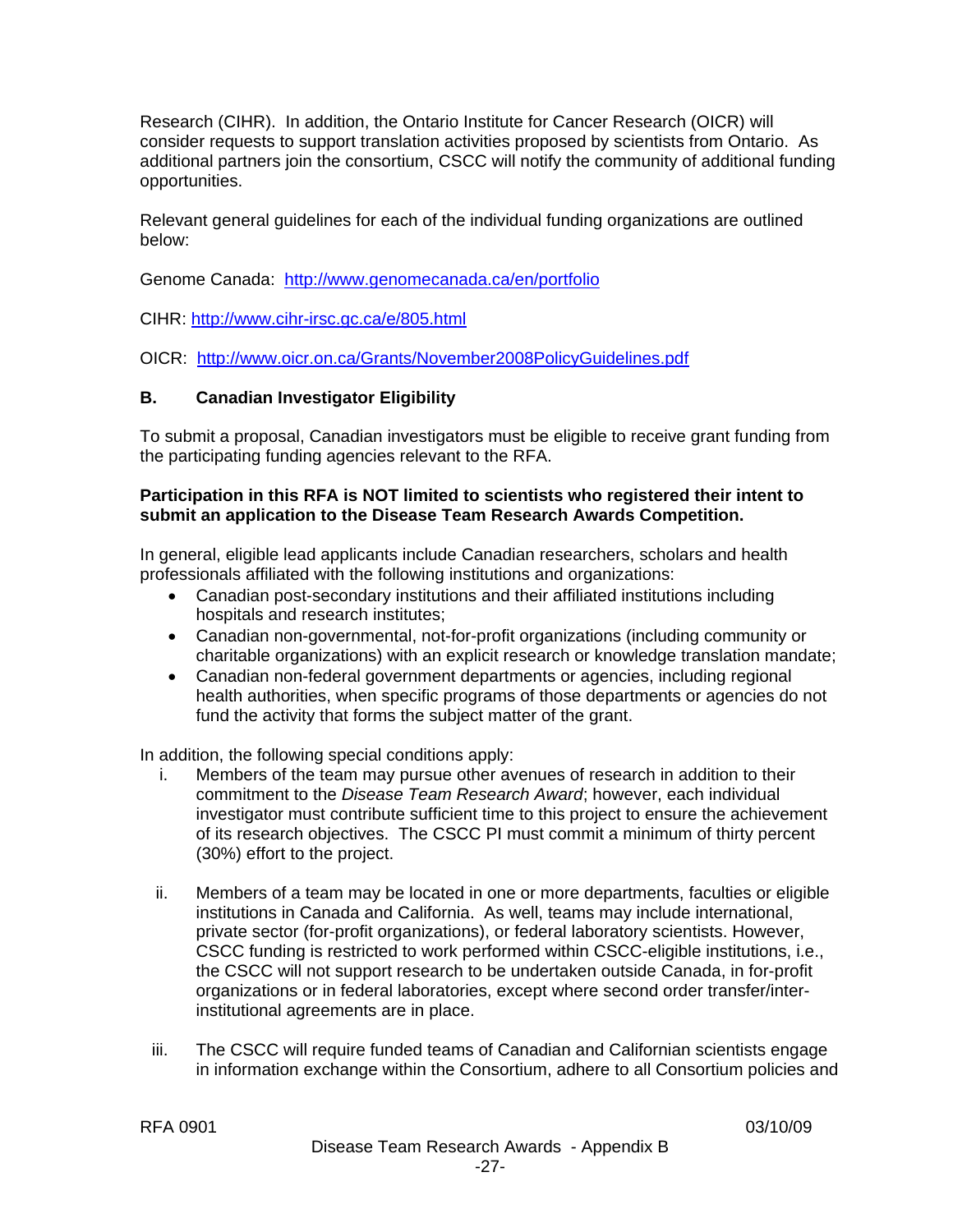Research (CIHR). In addition, the Ontario Institute for Cancer Research (OICR) will consider requests to support translation activities proposed by scientists from Ontario. As additional partners join the consortium, CSCC will notify the community of additional funding opportunities.

Relevant general guidelines for each of the individual funding organizations are outlined below:

Genome Canada: http://www.genomecanada.ca/en/portfolio

CIHR: http://www.cihr-irsc.gc.ca/e/805.html

OICR: http://www.oicr.on.ca/Grants/November2008PolicyGuidelines.pdf

### B. Canadian Investigator Eligibility

To submit a proposal, Canadian investigators must be eligible to receive grant funding from the participating funding agencies relevant to the RFA.

**Participation in this RFA is NOT limited to scientists who registered their intent to submit an application to the Disease Team Research Awards Competition.**

In general, eligible lead applicants include Canadian researchers, scholars and health professionals affiliated with the following institutions and organizations:

- Canadian post-secondary institutions and their affiliated institutions including hospitals and research institutes;
- Canadian non-governmental, not-for-profit organizations (including community or charitable organizations) with an explicit research or knowledge translation mandate;
- Canadian non-federal government departments or agencies, including regional health authorities, when specific programs of those departments or agencies do not fund the activity that forms the subject matter of the grant.

In addition, the following special conditions apply:

i. Members of the team may pursue other avenues of research in addition to their commitment to the *Disease Team Research Award*; however, each individual investigator must contribute sufficient time to this project to ensure the achievement of its research objectives. The CSCC PI must commit a minimum of thirty percent (30%) effort to the project.

ii. Members of a team may be located in one or more departments, faculties or eligible institutions in Canada and California. As well, teams may include international, private sector (for-profit organizations), or federal laboratory scientists. However, CSCC funding is restricted to work performed within CSCC-eligible institutions, i.e., the CSCC will not support research to be undertaken outside Canada, in for-profit organizations or in federal laboratories, except where second order transfer/inter-institutional agreements are in place.

iii. The CSCC will require funded teams of Canadian and Californian scientists engage in information exchange within the Consortium, adhere to all Consortium policies and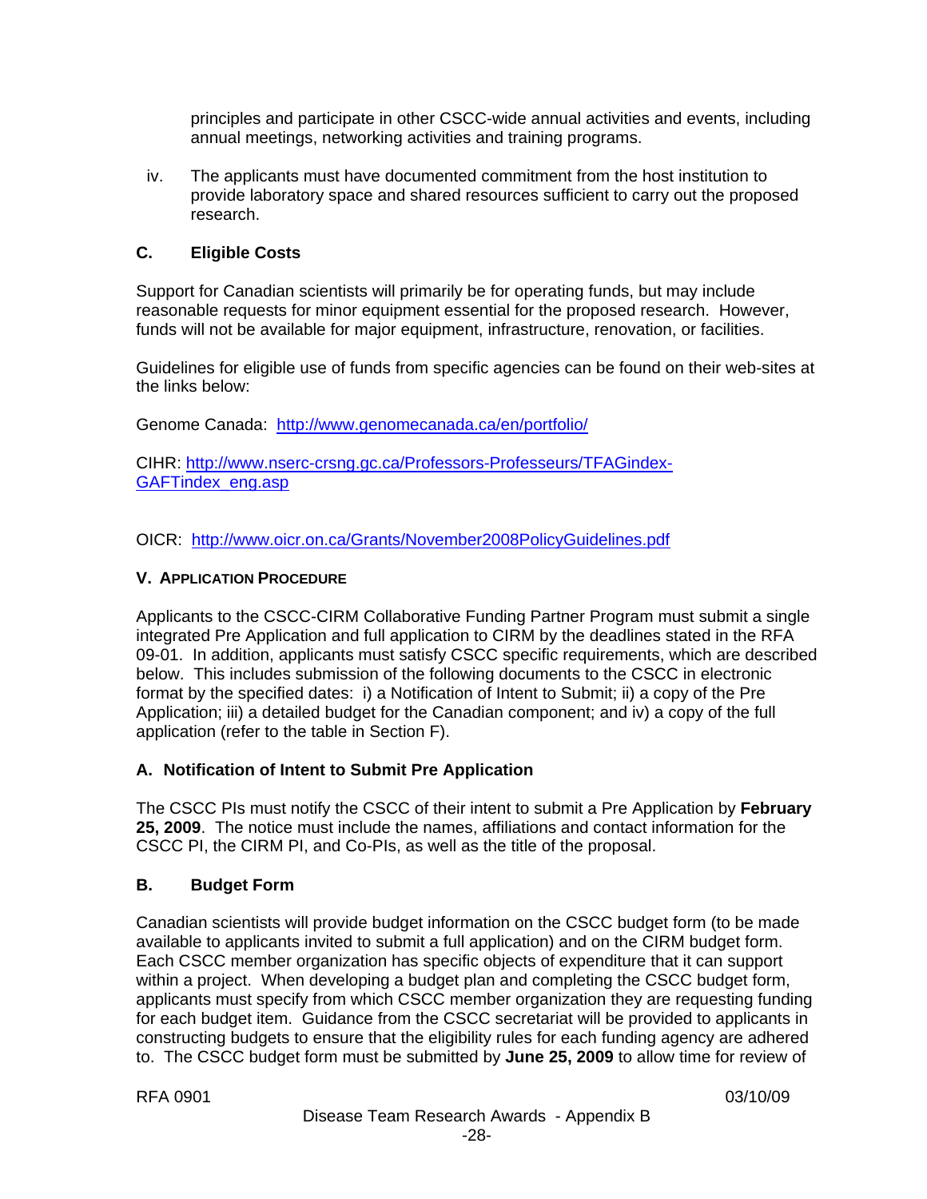principles and participate in other CSCC-wide annual activities and events, including annual meetings, networking activities and training programs.

iv. The applicants must have documented commitment from the host institution to provide laboratory space and shared resources sufficient to carry out the proposed research.

### C. Eligible Costs

Support for Canadian scientists will primarily be for operating funds, but may include reasonable requests for minor equipment essential for the proposed research. However, funds will not be available for major equipment, infrastructure, renovation, or facilities.

Guidelines for eligible use of funds from specific agencies can be found on their web-sites at the links below:

Genome Canada: http://www.genomecanada.ca/en/portfolio/

CIHR: http://www.nserc-crsng.gc.ca/Professors-Professeurs/TFAGindex-GAFTindex_eng.asp

OICR: http://www.oicr.on.ca/Grants/November2008PolicyGuidelines.pdf

## V. APPLICATION PROCEDURE

Applicants to the CSCC-CIRM Collaborative Funding Partner Program must submit a single integrated Pre Application and full application to CIRM by the deadlines stated in the RFA 09-01. In addition, applicants must satisfy CSCC specific requirements, which are described below. This includes submission of the following documents to the CSCC in electronic format by the specified dates: i) a Notification of Intent to Submit; ii) a copy of the Pre Application; iii) a detailed budget for the Canadian component; and iv) a copy of the full application (refer to the table in Section F).

### A. Notification of Intent to Submit Pre Application

The CSCC PIs must notify the CSCC of their intent to submit a Pre Application by **February 25, 2009**. The notice must include the names, affiliations and contact information for the CSCC PI, the CIRM PI, and Co-PIs, as well as the title of the proposal.

### B. Budget Form

Canadian scientists will provide budget information on the CSCC budget form (to be made available to applicants invited to submit a full application) and on the CIRM budget form. Each CSCC member organization has specific objects of expenditure that it can support within a project. When developing a budget plan and completing the CSCC budget form, applicants must specify from which CSCC member organization they are requesting funding for each budget item. Guidance from the CSCC secretariat will be provided to applicants in constructing budgets to ensure that the eligibility rules for each funding agency are adhered to. The CSCC budget form must be submitted by **June 25, 2009** to allow time for review of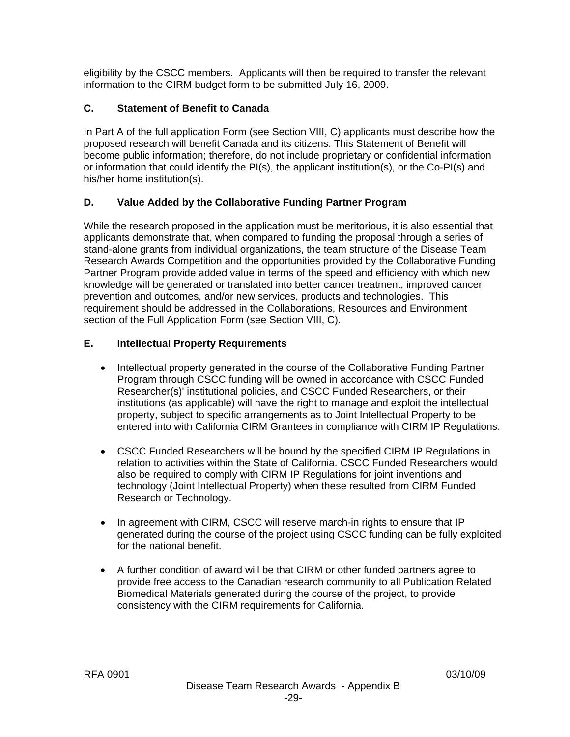eligibility by the CSCC members. Applicants will then be required to transfer the relevant information to the CIRM budget form to be submitted July 16, 2009.

### C. Statement of Benefit to Canada

In Part A of the full application Form (see Section VIII, C) applicants must describe how the proposed research will benefit Canada and its citizens. This Statement of Benefit will become public information; therefore, do not include proprietary or confidential information or information that could identify the PI(s), the applicant institution(s), or the Co-PI(s) and his/her home institution(s).

### D. Value Added by the Collaborative Funding Partner Program

While the research proposed in the application must be meritorious, it is also essential that applicants demonstrate that, when compared to funding the proposal through a series of stand-alone grants from individual organizations, the team structure of the Disease Team Research Awards Competition and the opportunities provided by the Collaborative Funding Partner Program provide added value in terms of the speed and efficiency with which new knowledge will be generated or translated into better cancer treatment, improved cancer prevention and outcomes, and/or new services, products and technologies. This requirement should be addressed in the Collaborations, Resources and Environment section of the Full Application Form (see Section VIII, C).

### E. Intellectual Property Requirements

- Intellectual property generated in the course of the Collaborative Funding Partner Program through CSCC funding will be owned in accordance with CSCC Funded Researcher(s)' institutional policies, and CSCC Funded Researchers, or their institutions (as applicable) will have the right to manage and exploit the intellectual property, subject to specific arrangements as to Joint Intellectual Property to be entered into with California CIRM Grantees in compliance with CIRM IP Regulations.

- CSCC Funded Researchers will be bound by the specified CIRM IP Regulations in relation to activities within the State of California. CSCC Funded Researchers would also be required to comply with CIRM IP Regulations for joint inventions and technology (Joint Intellectual Property) when these resulted from CIRM Funded Research or Technology.

- In agreement with CIRM, CSCC will reserve march-in rights to ensure that IP generated during the course of the project using CSCC funding can be fully exploited for the national benefit.

- A further condition of award will be that CIRM or other funded partners agree to provide free access to the Canadian research community to all Publication Related Biomedical Materials generated during the course of the project, to provide consistency with the CIRM requirements for California.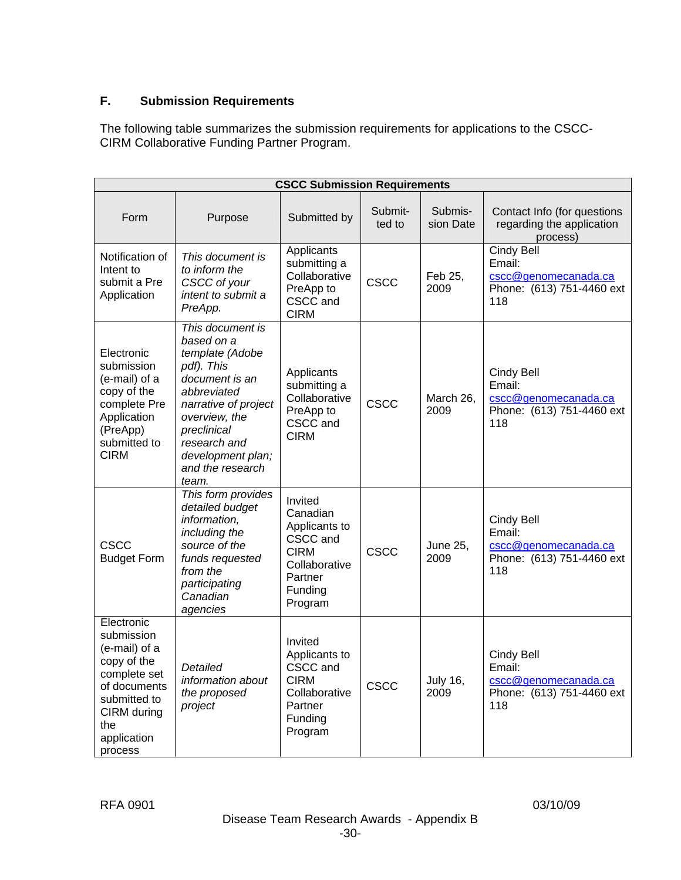### F. Submission Requirements

The following table summarizes the submission requirements for applications to the CSCC-CIRM Collaborative Funding Partner Program.

| CSCC Submission Requirements | | | | | |
|---|---|---|---|---|---|
| Form | Purpose | Submitted by | Submit-ted to | Submis-sion Date | Contact Info (for questions regarding the application process) |
| Notification of Intent to submit a Pre Application | *This document is to inform the CSCC of your intent to submit a PreApp.* | Applicants submitting a Collaborative PreApp to CSCC and CIRM | CSCC | Feb 25, 2009 | Cindy Bell Email: cscc@genomecanada.ca Phone: (613) 751-4460 ext 118 |
| Electronic submission (e-mail) of a copy of the complete Pre Application (PreApp) submitted to CIRM | *This document is based on a template (Adobe pdf). This document is an abbreviated narrative of project overview, the preclinical research and development plan; and the research team.* | Applicants submitting a Collaborative PreApp to CSCC and CIRM | CSCC | March 26, 2009 | Cindy Bell Email: cscc@genomecanada.ca Phone: (613) 751-4460 ext 118 |
| CSCC Budget Form | *This form provides detailed budget information, including the source of funds requested from the participating Canadian agencies* | Invited Canadian Applicants to CSCC and CIRM Collaborative Partner Funding Program | CSCC | June 25, 2009 | Cindy Bell Email: cscc@genomecanada.ca Phone: (613) 751-4460 ext 118 |
| Electronic submission (e-mail) of a copy of the complete set of documents submitted to CIRM during the application process | *Detailed information about the proposed project* | Invited Applicants to CSCC and CIRM Collaborative Partner Funding Program | CSCC | July 16, 2009 | Cindy Bell Email: cscc@genomecanada.ca Phone: (613) 751-4460 ext 118 |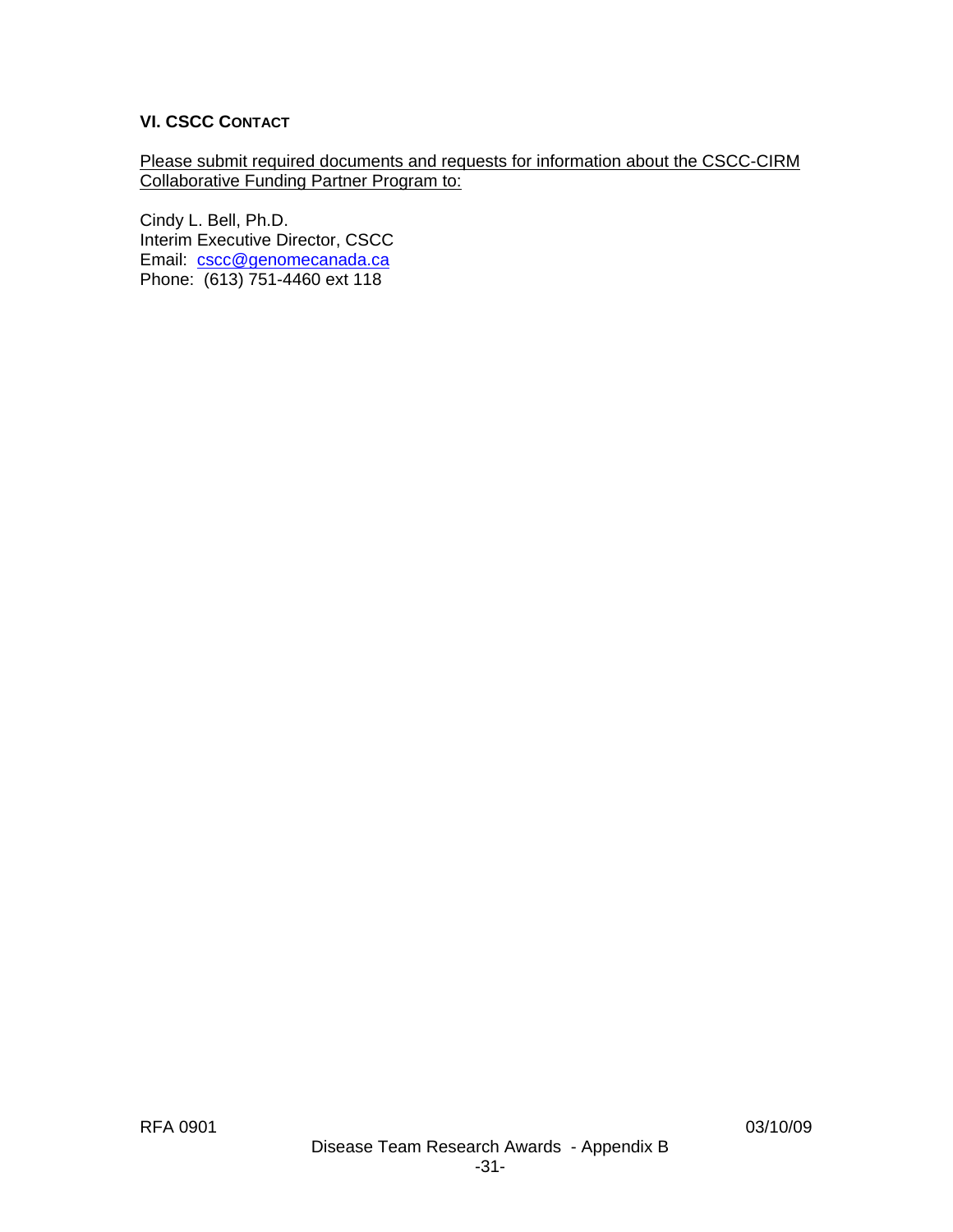### VI. CSCC CONTACT

Please submit required documents and requests for information about the CSCC-CIRM Collaborative Funding Partner Program to:

Cindy L. Bell, Ph.D.
Interim Executive Director, CSCC
Email: cscc@genomecanada.ca
Phone: (613) 751-4460 ext 118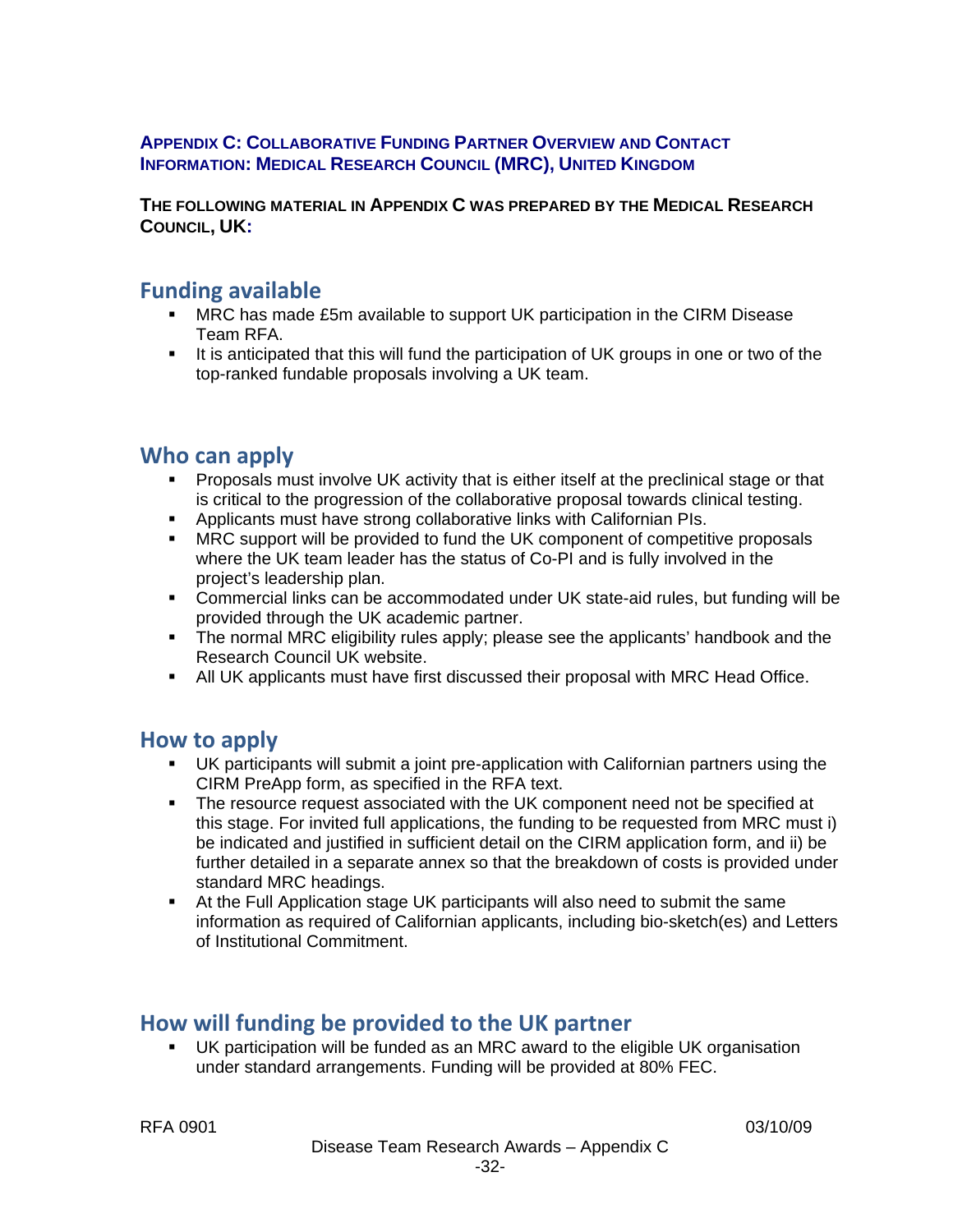**APPENDIX C: COLLABORATIVE FUNDING PARTNER OVERVIEW AND CONTACT INFORMATION: MEDICAL RESEARCH COUNCIL (MRC), UNITED KINGDOM**

**THE FOLLOWING MATERIAL IN APPENDIX C WAS PREPARED BY THE MEDICAL RESEARCH COUNCIL, UK:**

## Funding available

- MRC has made £5m available to support UK participation in the CIRM Disease Team RFA.
- It is anticipated that this will fund the participation of UK groups in one or two of the top-ranked fundable proposals involving a UK team.

## Who can apply

- Proposals must involve UK activity that is either itself at the preclinical stage or that is critical to the progression of the collaborative proposal towards clinical testing.
- Applicants must have strong collaborative links with Californian PIs.
- MRC support will be provided to fund the UK component of competitive proposals where the UK team leader has the status of Co-PI and is fully involved in the project's leadership plan.
- Commercial links can be accommodated under UK state-aid rules, but funding will be provided through the UK academic partner.
- The normal MRC eligibility rules apply; please see the applicants' handbook and the Research Council UK website.
- All UK applicants must have first discussed their proposal with MRC Head Office.

## How to apply

- UK participants will submit a joint pre-application with Californian partners using the CIRM PreApp form, as specified in the RFA text.
- The resource request associated with the UK component need not be specified at this stage. For invited full applications, the funding to be requested from MRC must i) be indicated and justified in sufficient detail on the CIRM application form, and ii) be further detailed in a separate annex so that the breakdown of costs is provided under standard MRC headings.
- At the Full Application stage UK participants will also need to submit the same information as required of Californian applicants, including bio-sketch(es) and Letters of Institutional Commitment.

## How will funding be provided to the UK partner

- UK participation will be funded as an MRC award to the eligible UK organisation under standard arrangements. Funding will be provided at 80% FEC.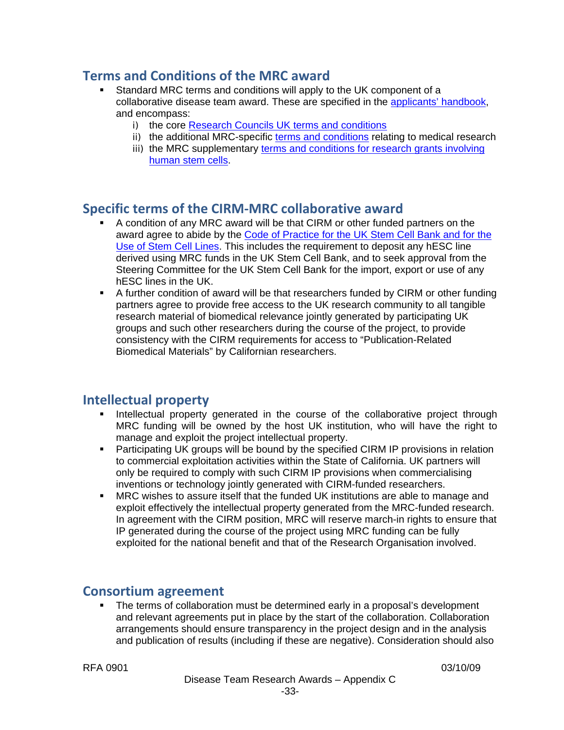## Terms and Conditions of the MRC award

- Standard MRC terms and conditions will apply to the UK component of a collaborative disease team award. These are specified in the applicants' handbook, and encompass:
    - i) the core Research Councils UK terms and conditions
    - ii) the additional MRC-specific terms and conditions relating to medical research
    - iii) the MRC supplementary terms and conditions for research grants involving human stem cells.

## Specific terms of the CIRM-MRC collaborative award

- A condition of any MRC award will be that CIRM or other funded partners on the award agree to abide by the Code of Practice for the UK Stem Cell Bank and for the Use of Stem Cell Lines. This includes the requirement to deposit any hESC line derived using MRC funds in the UK Stem Cell Bank, and to seek approval from the Steering Committee for the UK Stem Cell Bank for the import, export or use of any hESC lines in the UK.
- A further condition of award will be that researchers funded by CIRM or other funding partners agree to provide free access to the UK research community to all tangible research material of biomedical relevance jointly generated by participating UK groups and such other researchers during the course of the project, to provide consistency with the CIRM requirements for access to "Publication-Related Biomedical Materials" by Californian researchers.

## Intellectual property

- Intellectual property generated in the course of the collaborative project through MRC funding will be owned by the host UK institution, who will have the right to manage and exploit the project intellectual property.
- Participating UK groups will be bound by the specified CIRM IP provisions in relation to commercial exploitation activities within the State of California. UK partners will only be required to comply with such CIRM IP provisions when commercialising inventions or technology jointly generated with CIRM-funded researchers.
- MRC wishes to assure itself that the funded UK institutions are able to manage and exploit effectively the intellectual property generated from the MRC-funded research. In agreement with the CIRM position, MRC will reserve march-in rights to ensure that IP generated during the course of the project using MRC funding can be fully exploited for the national benefit and that of the Research Organisation involved.

## Consortium agreement

- The terms of collaboration must be determined early in a proposal's development and relevant agreements put in place by the start of the collaboration. Collaboration arrangements should ensure transparency in the project design and in the analysis and publication of results (including if these are negative). Consideration should also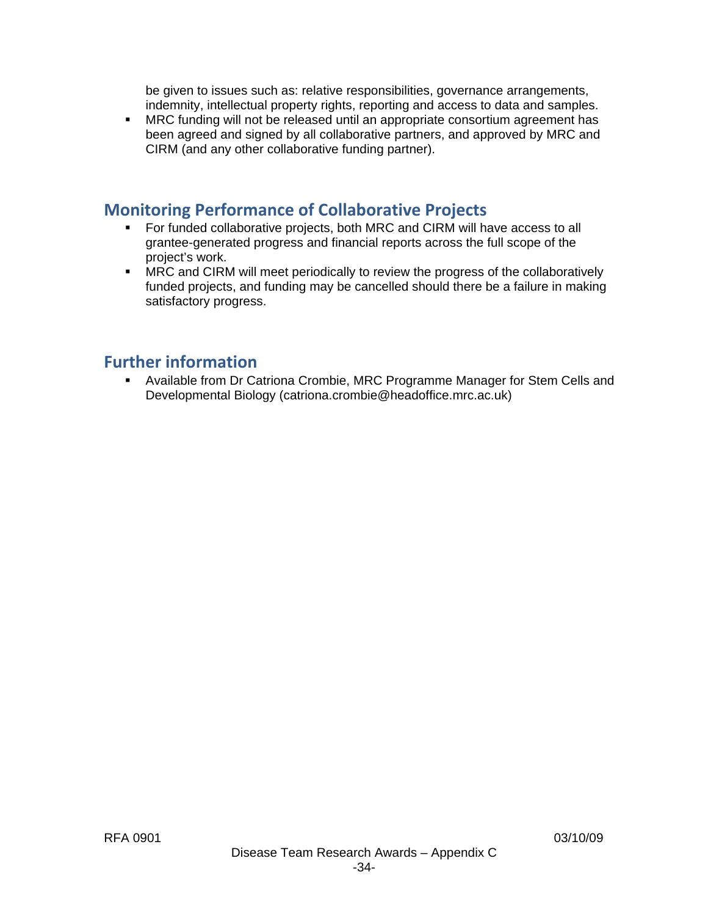be given to issues such as: relative responsibilities, governance arrangements, indemnity, intellectual property rights, reporting and access to data and samples.

- MRC funding will not be released until an appropriate consortium agreement has been agreed and signed by all collaborative partners, and approved by MRC and CIRM (and any other collaborative funding partner).

## Monitoring Performance of Collaborative Projects

- For funded collaborative projects, both MRC and CIRM will have access to all grantee-generated progress and financial reports across the full scope of the project's work.
- MRC and CIRM will meet periodically to review the progress of the collaboratively funded projects, and funding may be cancelled should there be a failure in making satisfactory progress.

## Further information

- Available from Dr Catriona Crombie, MRC Programme Manager for Stem Cells and Developmental Biology (catriona.crombie@headoffice.mrc.ac.uk)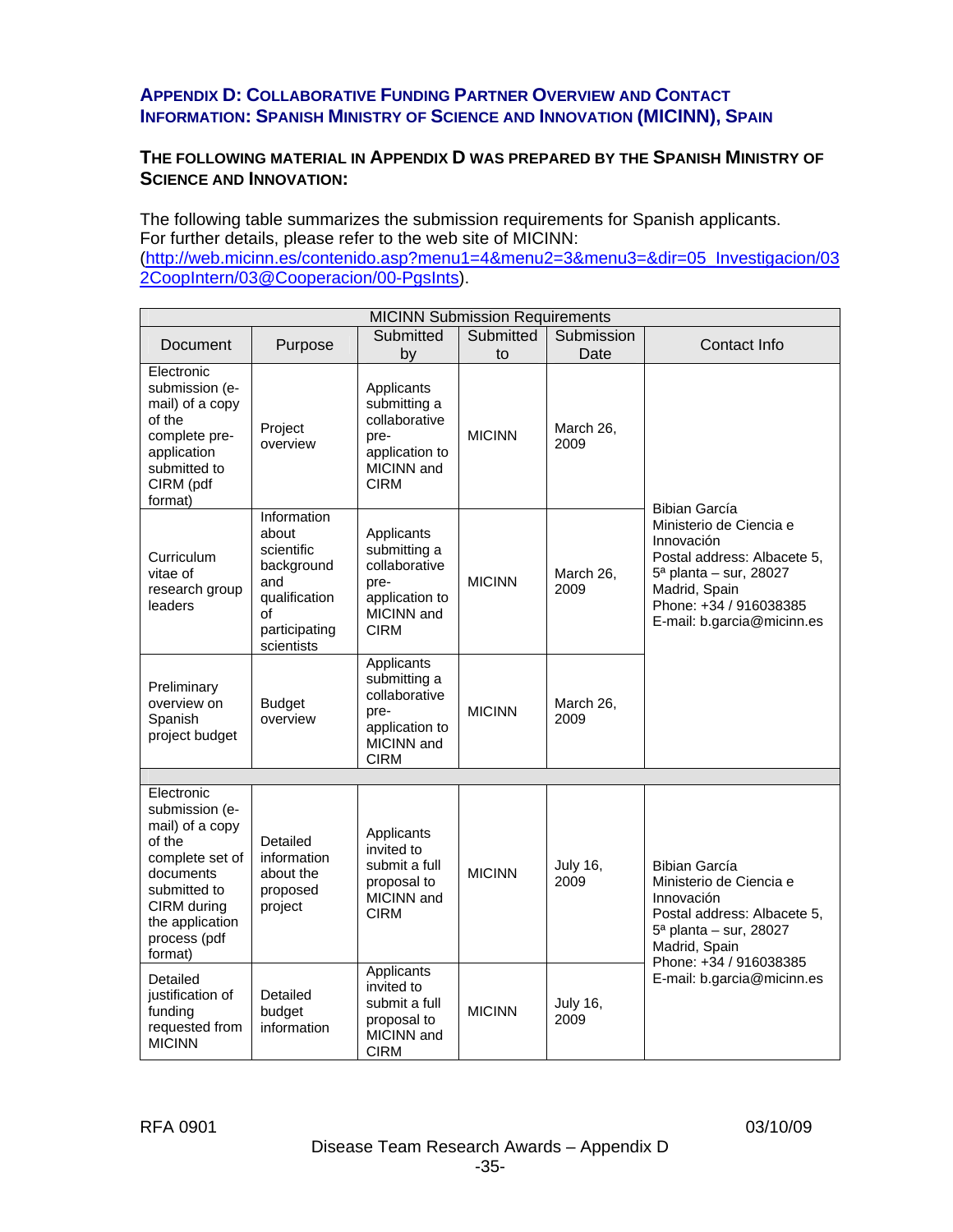## Appendix D: Collaborative Funding Partner Overview and Contact Information: Spanish Ministry of Science and Innovation (MICINN), Spain

### The following material in Appendix D was prepared by the Spanish Ministry of Science and Innovation:

The following table summarizes the submission requirements for Spanish applicants. For further details, please refer to the web site of MICINN: (http://web.micinn.es/contenido.asp?menu1=4&menu2=3&menu3=&dir=05_Investigacion/032CoopIntern/03@Cooperacion/00-PgsInts).

| MICINN Submission Requirements | | | | | |
|---|---|---|---|---|---|
| **Document** | **Purpose** | **Submitted by** | **Submitted to** | **Submission Date** | **Contact Info** |
| Electronic submission (e-mail) of a copy of the complete pre-application submitted to CIRM (pdf format) | Project overview | Applicants submitting a collaborative pre-application to MICINN and CIRM | MICINN | March 26, 2009 | Bibian García<br>Ministerio de Ciencia e Innovación<br>Postal address: Albacete 5, 5ª planta – sur, 28027 Madrid, Spain<br>Phone: +34 / 916038385<br>E-mail: b.garcia@micinn.es |
| Curriculum vitae of research group leaders | Information about scientific background and qualification of participating scientists | Applicants submitting a collaborative pre-application to MICINN and CIRM | MICINN | March 26, 2009 | |
| Preliminary overview on Spanish project budget | Budget overview | Applicants submitting a collaborative pre-application to MICINN and CIRM | MICINN | March 26, 2009 | |
| | | | | | |
| Electronic submission (e-mail) of a copy of the complete set of documents submitted to CIRM during the application process (pdf format) | Detailed information about the proposed project | Applicants invited to submit a full proposal to MICINN and CIRM | MICINN | July 16, 2009 | Bibian García<br>Ministerio de Ciencia e Innovación<br>Postal address: Albacete 5, 5ª planta – sur, 28027 Madrid, Spain<br>Phone: +34 / 916038385<br>E-mail: b.garcia@micinn.es |
| Detailed justification of funding requested from MICINN | Detailed budget information | Applicants invited to submit a full proposal to MICINN and CIRM | MICINN | July 16, 2009 | |

RFA 0901 03/10/09

Disease Team Research Awards – Appendix D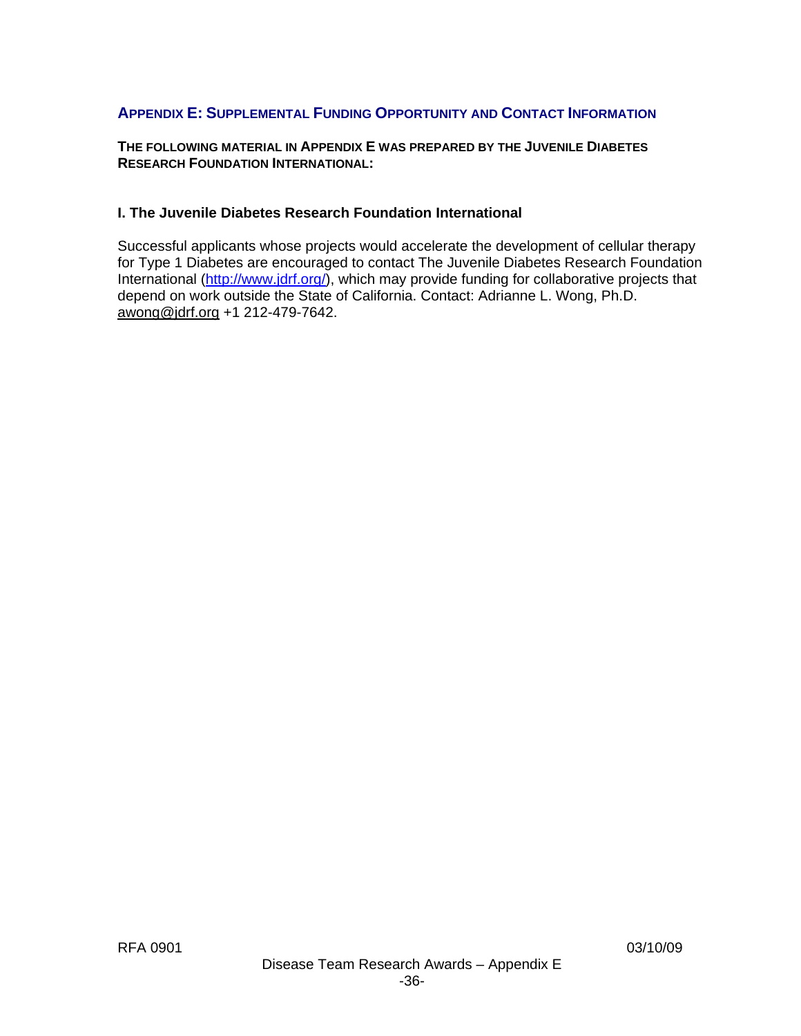## APPENDIX E: SUPPLEMENTAL FUNDING OPPORTUNITY AND CONTACT INFORMATION

**THE FOLLOWING MATERIAL IN APPENDIX E WAS PREPARED BY THE JUVENILE DIABETES RESEARCH FOUNDATION INTERNATIONAL:**

### I. The Juvenile Diabetes Research Foundation International

Successful applicants whose projects would accelerate the development of cellular therapy for Type 1 Diabetes are encouraged to contact The Juvenile Diabetes Research Foundation International (http://www.jdrf.org/), which may provide funding for collaborative projects that depend on work outside the State of California. Contact: Adrianne L. Wong, Ph.D. awong@jdrf.org +1 212-479-7642.